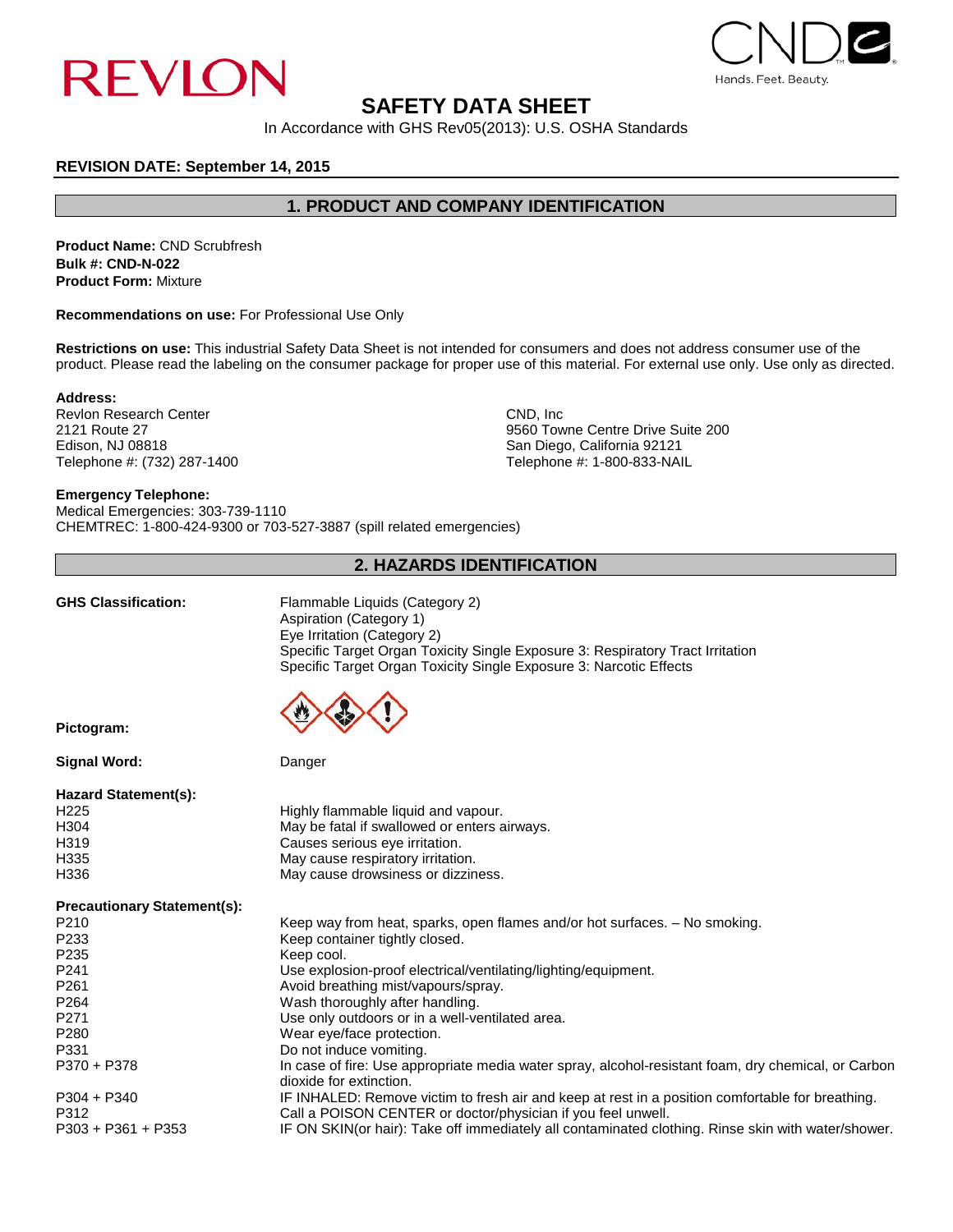REVLON

CND Hands. Feet. Beauty.

# SAFETY DATA SHEET

In Accordance with GHS Rev05(2013): U.S. OSHA Standards

**REVISION DATE: September 14, 2015**

## 1. PRODUCT AND COMPANY IDENTIFICATION

**Product Name:** CND Scrubfresh
**Bulk #: CND-N-022**
**Product Form:** Mixture

**Recommendations on use:** For Professional Use Only

**Restrictions on use:** This industrial Safety Data Sheet is not intended for consumers and does not address consumer use of the product. Please read the labeling on the consumer package for proper use of this material. For external use only. Use only as directed.

**Address:**
Revlon Research Center
2121 Route 27
Edison, NJ 08818
Telephone #: (732) 287-1400

CND, Inc
9560 Towne Centre Drive Suite 200
San Diego, California 92121
Telephone #: 1-800-833-NAIL

**Emergency Telephone:**
Medical Emergencies: 303-739-1110
CHEMTREC: 1-800-424-9300 or 703-527-3887 (spill related emergencies)

## 2. HAZARDS IDENTIFICATION

**GHS Classification:**
Flammable Liquids (Category 2)
Aspiration (Category 1)
Eye Irritation (Category 2)
Specific Target Organ Toxicity Single Exposure 3: Respiratory Tract Irritation
Specific Target Organ Toxicity Single Exposure 3: Narcotic Effects

**Pictogram:**

**Signal Word:** Danger

**Hazard Statement(s):**

| | |
|---|---|
| H225 | Highly flammable liquid and vapour. |
| H304 | May be fatal if swallowed or enters airways. |
| H319 | Causes serious eye irritation. |
| H335 | May cause respiratory irritation. |
| H336 | May cause drowsiness or dizziness. |

**Precautionary Statement(s):**

| | |
|---|---|
| P210 | Keep way from heat, sparks, open flames and/or hot surfaces. – No smoking. |
| P233 | Keep container tightly closed. |
| P235 | Keep cool. |
| P241 | Use explosion-proof electrical/ventilating/lighting/equipment. |
| P261 | Avoid breathing mist/vapours/spray. |
| P264 | Wash thoroughly after handling. |
| P271 | Use only outdoors or in a well-ventilated area. |
| P280 | Wear eye/face protection. |
| P331 | Do not induce vomiting. |
| P370 + P378 | In case of fire: Use appropriate media water spray, alcohol-resistant foam, dry chemical, or Carbon dioxide for extinction. |
| P304 + P340 | IF INHALED: Remove victim to fresh air and keep at rest in a position comfortable for breathing. |
| P312 | Call a POISON CENTER or doctor/physician if you feel unwell. |
| P303 + P361 + P353 | IF ON SKIN(or hair): Take off immediately all contaminated clothing. Rinse skin with water/shower. |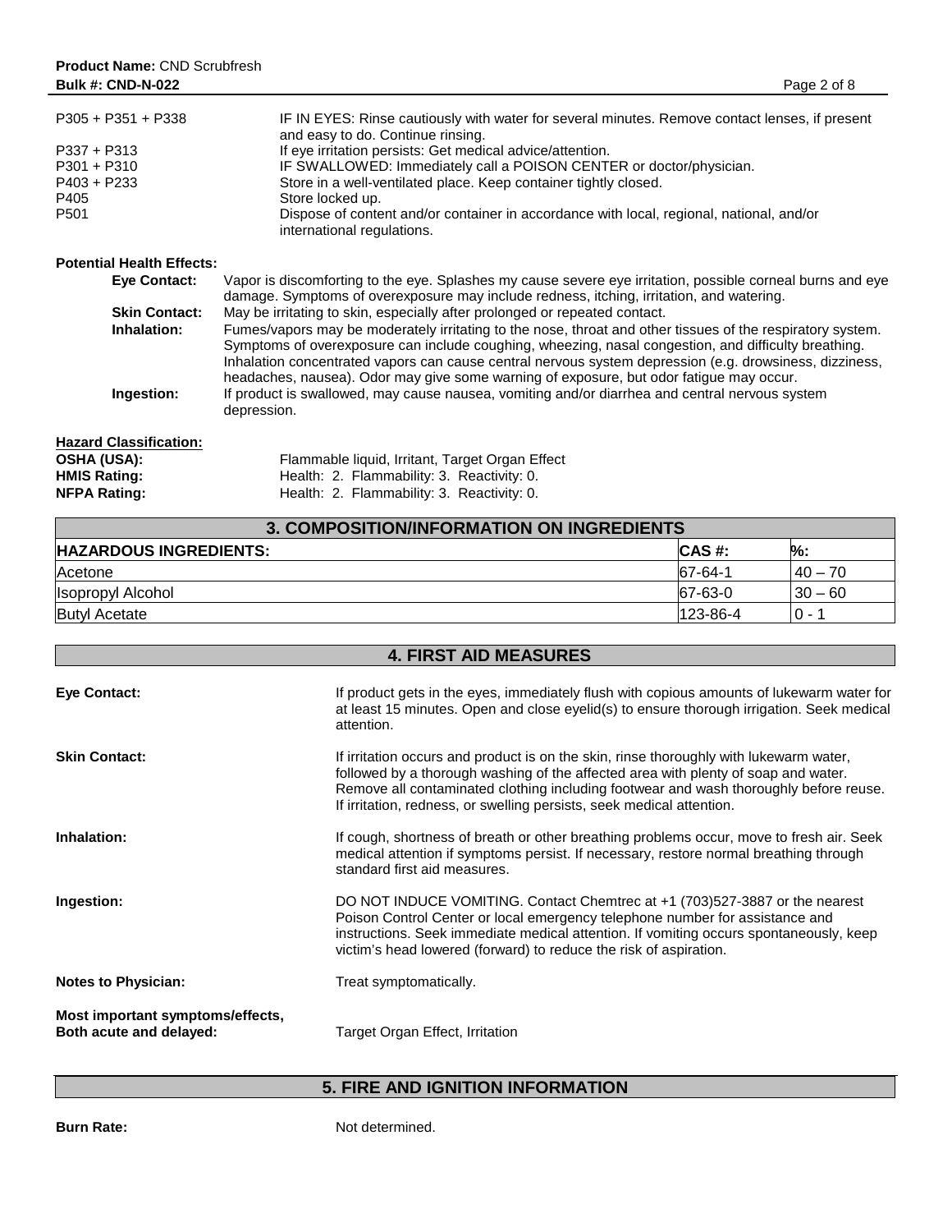| | |
|---|---|
| P305 + P351 + P338 | IF IN EYES: Rinse cautiously with water for several minutes. Remove contact lenses, if present and easy to do. Continue rinsing. |
| P337 + P313 | If eye irritation persists: Get medical advice/attention. |
| P301 + P310 | IF SWALLOWED: Immediately call a POISON CENTER or doctor/physician. |
| P403 + P233 | Store in a well-ventilated place. Keep container tightly closed. |
| P405 | Store locked up. |
| P501 | Dispose of content and/or container in accordance with local, regional, national, and/or international regulations. |

**Potential Health Effects:**

**Eye Contact:** Vapor is discomforting to the eye. Splashes my cause severe eye irritation, possible corneal burns and eye damage. Symptoms of overexposure may include redness, itching, irritation, and watering.

**Skin Contact:** May be irritating to skin, especially after prolonged or repeated contact.

**Inhalation:** Fumes/vapors may be moderately irritating to the nose, throat and other tissues of the respiratory system. Symptoms of overexposure can include coughing, wheezing, nasal congestion, and difficulty breathing. Inhalation concentrated vapors can cause central nervous system depression (e.g. drowsiness, dizziness, headaches, nausea). Odor may give some warning of exposure, but odor fatigue may occur.

**Ingestion:** If product is swallowed, may cause nausea, vomiting and/or diarrhea and central nervous system depression.

**Hazard Classification:**

**OSHA (USA):** Flammable liquid, Irritant, Target Organ Effect

**HMIS Rating:** Health: 2. Flammability: 3. Reactivity: 0.

**NFPA Rating:** Health: 2. Flammability: 3. Reactivity: 0.

## 3. COMPOSITION/INFORMATION ON INGREDIENTS

| HAZARDOUS INGREDIENTS: | CAS #: | %: |
|---|---|---|
| Acetone | 67-64-1 | 40 – 70 |
| Isopropyl Alcohol | 67-63-0 | 30 – 60 |
| Butyl Acetate | 123-86-4 | 0 - 1 |

## 4. FIRST AID MEASURES

**Eye Contact:** If product gets in the eyes, immediately flush with copious amounts of lukewarm water for at least 15 minutes. Open and close eyelid(s) to ensure thorough irrigation. Seek medical attention.

**Skin Contact:** If irritation occurs and product is on the skin, rinse thoroughly with lukewarm water, followed by a thorough washing of the affected area with plenty of soap and water. Remove all contaminated clothing including footwear and wash thoroughly before reuse. If irritation, redness, or swelling persists, seek medical attention.

**Inhalation:** If cough, shortness of breath or other breathing problems occur, move to fresh air. Seek medical attention if symptoms persist. If necessary, restore normal breathing through standard first aid measures.

**Ingestion:** DO NOT INDUCE VOMITING. Contact Chemtrec at +1 (703)527-3887 or the nearest Poison Control Center or local emergency telephone number for assistance and instructions. Seek immediate medical attention. If vomiting occurs spontaneously, keep victim's head lowered (forward) to reduce the risk of aspiration.

**Notes to Physician:** Treat symptomatically.

**Most important symptoms/effects, Both acute and delayed:** Target Organ Effect, Irritation

## 5. FIRE AND IGNITION INFORMATION

**Burn Rate:** Not determined.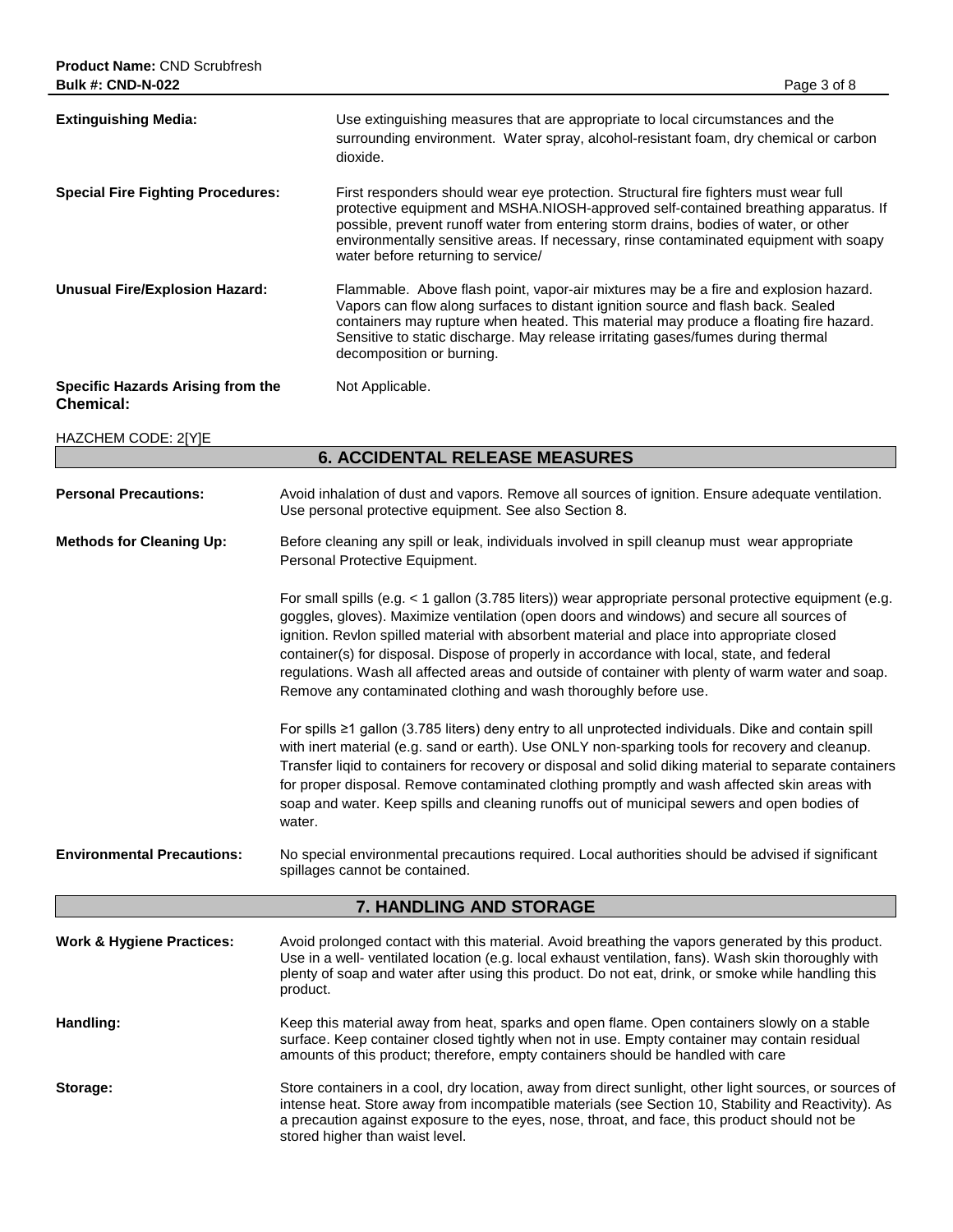**Extinguishing Media:** Use extinguishing measures that are appropriate to local circumstances and the surrounding environment. Water spray, alcohol-resistant foam, dry chemical or carbon dioxide.

**Special Fire Fighting Procedures:** First responders should wear eye protection. Structural fire fighters must wear full protective equipment and MSHA.NIOSH-approved self-contained breathing apparatus. If possible, prevent runoff water from entering storm drains, bodies of water, or other environmentally sensitive areas. If necessary, rinse contaminated equipment with soapy water before returning to service/

**Unusual Fire/Explosion Hazard:** Flammable. Above flash point, vapor-air mixtures may be a fire and explosion hazard. Vapors can flow along surfaces to distant ignition source and flash back. Sealed containers may rupture when heated. This material may produce a floating fire hazard. Sensitive to static discharge. May release irritating gases/fumes during thermal decomposition or burning.

**Specific Hazards Arising from the Chemical:** Not Applicable.

HAZCHEM CODE: 2[Y]E

## 6. ACCIDENTAL RELEASE MEASURES

**Personal Precautions:** Avoid inhalation of dust and vapors. Remove all sources of ignition. Ensure adequate ventilation. Use personal protective equipment. See also Section 8.

**Methods for Cleaning Up:** Before cleaning any spill or leak, individuals involved in spill cleanup must wear appropriate Personal Protective Equipment.

For small spills (e.g. < 1 gallon (3.785 liters)) wear appropriate personal protective equipment (e.g. goggles, gloves). Maximize ventilation (open doors and windows) and secure all sources of ignition. Revlon spilled material with absorbent material and place into appropriate closed container(s) for disposal. Dispose of properly in accordance with local, state, and federal regulations. Wash all affected areas and outside of container with plenty of warm water and soap. Remove any contaminated clothing and wash thoroughly before use.

For spills ≥1 gallon (3.785 liters) deny entry to all unprotected individuals. Dike and contain spill with inert material (e.g. sand or earth). Use ONLY non-sparking tools for recovery and cleanup. Transfer liqid to containers for recovery or disposal and solid diking material to separate containers for proper disposal. Remove contaminated clothing promptly and wash affected skin areas with soap and water. Keep spills and cleaning runoffs out of municipal sewers and open bodies of water.

**Environmental Precautions:** No special environmental precautions required. Local authorities should be advised if significant spillages cannot be contained.

## 7. HANDLING AND STORAGE

**Work & Hygiene Practices:** Avoid prolonged contact with this material. Avoid breathing the vapors generated by this product. Use in a well- ventilated location (e.g. local exhaust ventilation, fans). Wash skin thoroughly with plenty of soap and water after using this product. Do not eat, drink, or smoke while handling this product.

**Handling:** Keep this material away from heat, sparks and open flame. Open containers slowly on a stable surface. Keep container closed tightly when not in use. Empty container may contain residual amounts of this product; therefore, empty containers should be handled with care

**Storage:** Store containers in a cool, dry location, away from direct sunlight, other light sources, or sources of intense heat. Store away from incompatible materials (see Section 10, Stability and Reactivity). As a precaution against exposure to the eyes, nose, throat, and face, this product should not be stored higher than waist level.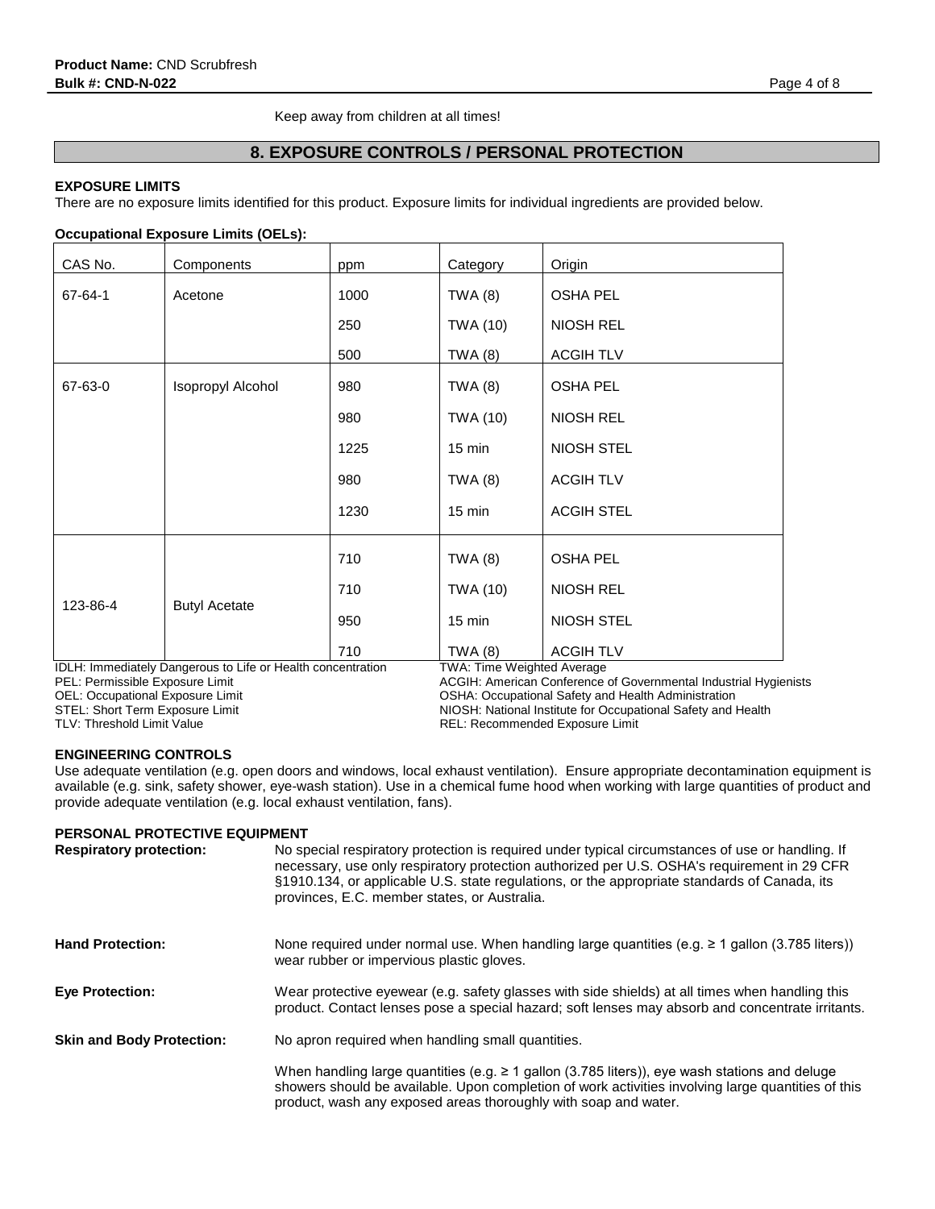Keep away from children at all times!

## 8. EXPOSURE CONTROLS / PERSONAL PROTECTION

**EXPOSURE LIMITS**

There are no exposure limits identified for this product. Exposure limits for individual ingredients are provided below.

**Occupational Exposure Limits (OELs):**

| CAS No. | Components | ppm | Category | Origin |
|---|---|---|---|---|
| 67-64-1 | Acetone | 1000 | TWA (8) | OSHA PEL |
| | | 250 | TWA (10) | NIOSH REL |
| | | 500 | TWA (8) | ACGIH TLV |
| 67-63-0 | Isopropyl Alcohol | 980 | TWA (8) | OSHA PEL |
| | | 980 | TWA (10) | NIOSH REL |
| | | 1225 | 15 min | NIOSH STEL |
| | | 980 | TWA (8) | ACGIH TLV |
| | | 1230 | 15 min | ACGIH STEL |
| 123-86-4 | Butyl Acetate | 710 | TWA (8) | OSHA PEL |
| | | 710 | TWA (10) | NIOSH REL |
| | | 950 | 15 min | NIOSH STEL |
| | | 710 | TWA (8) | ACGIH TLV |

IDLH: Immediately Dangerous to Life or Health concentration
PEL: Permissible Exposure Limit
OEL: Occupational Exposure Limit
STEL: Short Term Exposure Limit
TLV: Threshold Limit Value
TWA: Time Weighted Average
ACGIH: American Conference of Governmental Industrial Hygienists
OSHA: Occupational Safety and Health Administration
NIOSH: National Institute for Occupational Safety and Health
REL: Recommended Exposure Limit

**ENGINEERING CONTROLS**

Use adequate ventilation (e.g. open doors and windows, local exhaust ventilation). Ensure appropriate decontamination equipment is available (e.g. sink, safety shower, eye-wash station). Use in a chemical fume hood when working with large quantities of product and provide adequate ventilation (e.g. local exhaust ventilation, fans).

**PERSONAL PROTECTIVE EQUIPMENT**

**Respiratory protection:** No special respiratory protection is required under typical circumstances of use or handling. If necessary, use only respiratory protection authorized per U.S. OSHA's requirement in 29 CFR §1910.134, or applicable U.S. state regulations, or the appropriate standards of Canada, its provinces, E.C. member states, or Australia.

**Hand Protection:** None required under normal use. When handling large quantities (e.g. ≥ 1 gallon (3.785 liters)) wear rubber or impervious plastic gloves.

**Eye Protection:** Wear protective eyewear (e.g. safety glasses with side shields) at all times when handling this product. Contact lenses pose a special hazard; soft lenses may absorb and concentrate irritants.

**Skin and Body Protection:** No apron required when handling small quantities.

When handling large quantities (e.g. ≥ 1 gallon (3.785 liters)), eye wash stations and deluge showers should be available. Upon completion of work activities involving large quantities of this product, wash any exposed areas thoroughly with soap and water.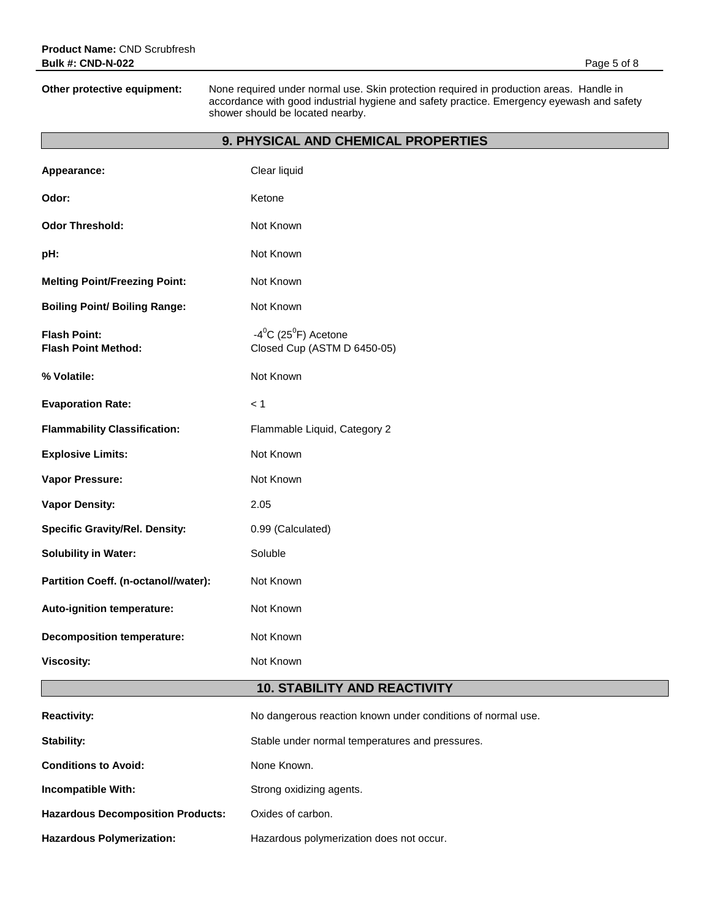**Other protective equipment:** None required under normal use. Skin protection required in production areas. Handle in accordance with good industrial hygiene and safety practice. Emergency eyewash and safety shower should be located nearby.

## 9. PHYSICAL AND CHEMICAL PROPERTIES

| | |
|---|---|
| **Appearance:** | Clear liquid |
| **Odor:** | Ketone |
| **Odor Threshold:** | Not Known |
| **pH:** | Not Known |
| **Melting Point/Freezing Point:** | Not Known |
| **Boiling Point/ Boiling Range:** | Not Known |
| **Flash Point:** | $-4^{0}$C ($25^{0}$F) Acetone |
| **Flash Point Method:** | Closed Cup (ASTM D 6450-05) |
| **% Volatile:** | Not Known |
| **Evaporation Rate:** | < 1 |
| **Flammability Classification:** | Flammable Liquid, Category 2 |
| **Explosive Limits:** | Not Known |
| **Vapor Pressure:** | Not Known |
| **Vapor Density:** | 2.05 |
| **Specific Gravity/Rel. Density:** | 0.99 (Calculated) |
| **Solubility in Water:** | Soluble |
| **Partition Coeff. (n-octanol//water):** | Not Known |
| **Auto-ignition temperature:** | Not Known |
| **Decomposition temperature:** | Not Known |
| **Viscosity:** | Not Known |

## 10. STABILITY AND REACTIVITY

| | |
|---|---|
| **Reactivity:** | No dangerous reaction known under conditions of normal use. |
| **Stability:** | Stable under normal temperatures and pressures. |
| **Conditions to Avoid:** | None Known. |
| **Incompatible With:** | Strong oxidizing agents. |
| **Hazardous Decomposition Products:** | Oxides of carbon. |
| **Hazardous Polymerization:** | Hazardous polymerization does not occur. |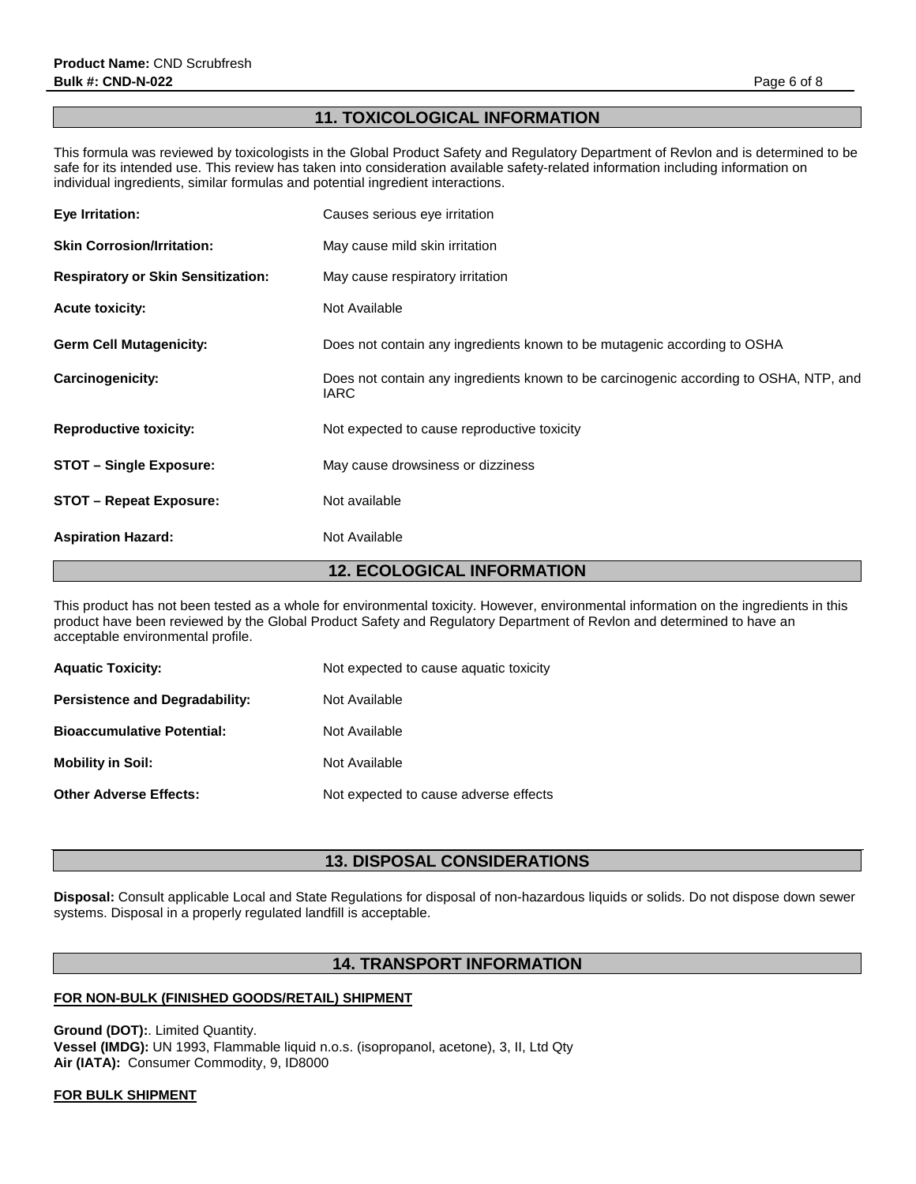## 11. TOXICOLOGICAL INFORMATION

This formula was reviewed by toxicologists in the Global Product Safety and Regulatory Department of Revlon and is determined to be safe for its intended use. This review has taken into consideration available safety-related information including information on individual ingredients, similar formulas and potential ingredient interactions.

| | |
|---|---|
| **Eye Irritation:** | Causes serious eye irritation |
| **Skin Corrosion/Irritation:** | May cause mild skin irritation |
| **Respiratory or Skin Sensitization:** | May cause respiratory irritation |
| **Acute toxicity:** | Not Available |
| **Germ Cell Mutagenicity:** | Does not contain any ingredients known to be mutagenic according to OSHA |
| **Carcinogenicity:** | Does not contain any ingredients known to be carcinogenic according to OSHA, NTP, and IARC |
| **Reproductive toxicity:** | Not expected to cause reproductive toxicity |
| **STOT – Single Exposure:** | May cause drowsiness or dizziness |
| **STOT – Repeat Exposure:** | Not available |
| **Aspiration Hazard:** | Not Available |

## 12. ECOLOGICAL INFORMATION

This product has not been tested as a whole for environmental toxicity. However, environmental information on the ingredients in this product have been reviewed by the Global Product Safety and Regulatory Department of Revlon and determined to have an acceptable environmental profile.

| | |
|---|---|
| **Aquatic Toxicity:** | Not expected to cause aquatic toxicity |
| **Persistence and Degradability:** | Not Available |
| **Bioaccumulative Potential:** | Not Available |
| **Mobility in Soil:** | Not Available |
| **Other Adverse Effects:** | Not expected to cause adverse effects |

## 13. DISPOSAL CONSIDERATIONS

**Disposal:** Consult applicable Local and State Regulations for disposal of non-hazardous liquids or solids. Do not dispose down sewer systems. Disposal in a properly regulated landfill is acceptable.

## 14. TRANSPORT INFORMATION

**FOR NON-BULK (FINISHED GOODS/RETAIL) SHIPMENT**

**Ground (DOT):**. Limited Quantity.
**Vessel (IMDG):** UN 1993, Flammable liquid n.o.s. (isopropanol, acetone), 3, II, Ltd Qty
**Air (IATA):** Consumer Commodity, 9, ID8000

**FOR BULK SHIPMENT**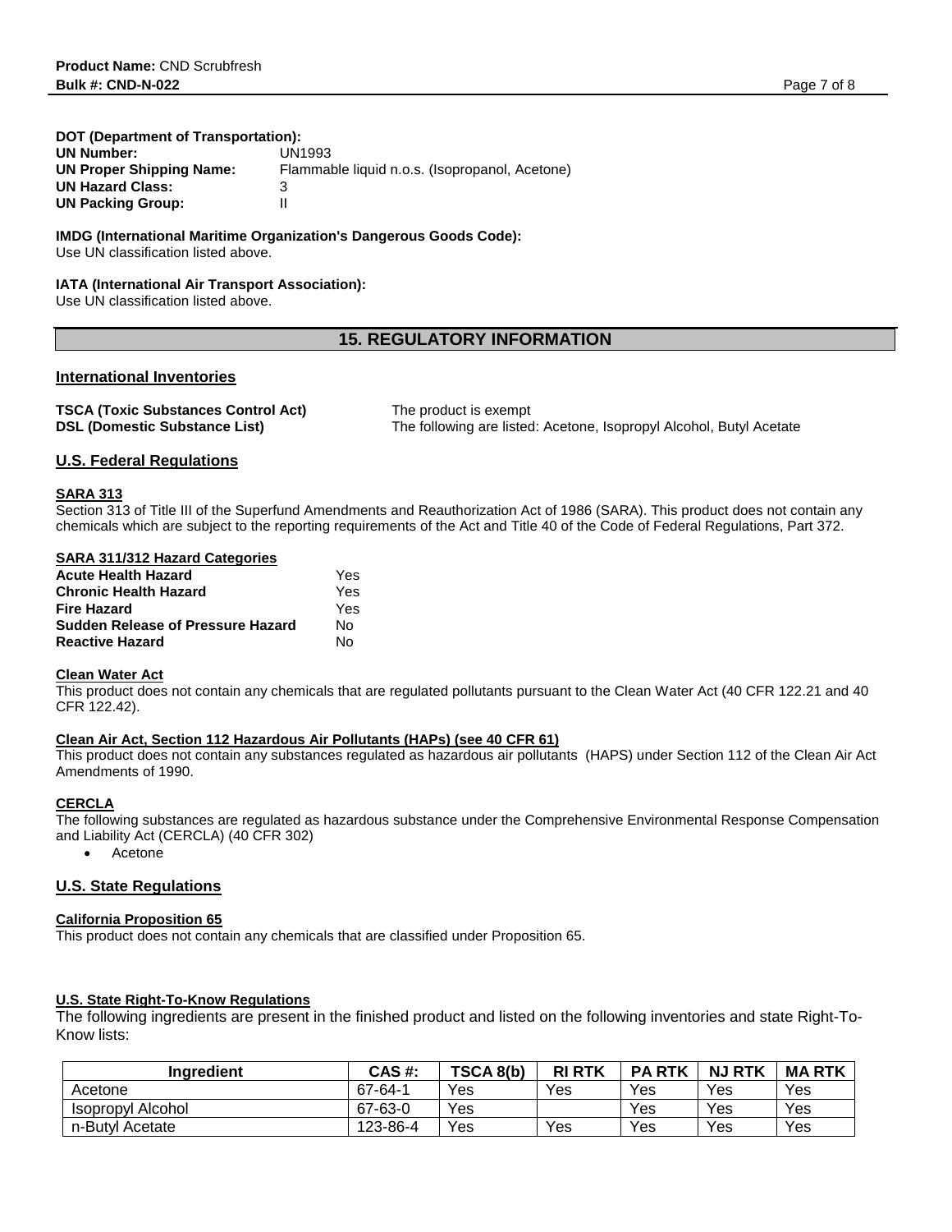**DOT (Department of Transportation):**

**UN Number:** UN1993
**UN Proper Shipping Name:** Flammable liquid n.o.s. (Isopropanol, Acetone)
**UN Hazard Class:** 3
**UN Packing Group:** II

**IMDG (International Maritime Organization's Dangerous Goods Code):**
Use UN classification listed above.

**IATA (International Air Transport Association):**
Use UN classification listed above.

## 15. REGULATORY INFORMATION

### International Inventories

**TSCA (Toxic Substances Control Act)** The product is exempt
**DSL (Domestic Substance List)** The following are listed: Acetone, Isopropyl Alcohol, Butyl Acetate

### U.S. Federal Regulations

**SARA 313**
Section 313 of Title III of the Superfund Amendments and Reauthorization Act of 1986 (SARA). This product does not contain any chemicals which are subject to the reporting requirements of the Act and Title 40 of the Code of Federal Regulations, Part 372.

**SARA 311/312 Hazard Categories**

| | |
|---|---|
| **Acute Health Hazard** | Yes |
| **Chronic Health Hazard** | Yes |
| **Fire Hazard** | Yes |
| **Sudden Release of Pressure Hazard** | No |
| **Reactive Hazard** | No |

**Clean Water Act**
This product does not contain any chemicals that are regulated pollutants pursuant to the Clean Water Act (40 CFR 122.21 and 40 CFR 122.42).

**Clean Air Act, Section 112 Hazardous Air Pollutants (HAPs) (see 40 CFR 61)**
This product does not contain any substances regulated as hazardous air pollutants (HAPS) under Section 112 of the Clean Air Act Amendments of 1990.

**CERCLA**
The following substances are regulated as hazardous substance under the Comprehensive Environmental Response Compensation and Liability Act (CERCLA) (40 CFR 302)

- Acetone

### U.S. State Regulations

**California Proposition 65**
This product does not contain any chemicals that are classified under Proposition 65.

**U.S. State Right-To-Know Regulations**
The following ingredients are present in the finished product and listed on the following inventories and state Right-To-Know lists:

| Ingredient | CAS #: | TSCA 8(b) | RI RTK | PA RTK | NJ RTK | MA RTK |
|---|---|---|---|---|---|---|
| Acetone | 67-64-1 | Yes | Yes | Yes | Yes | Yes |
| Isopropyl Alcohol | 67-63-0 | Yes | | Yes | Yes | Yes |
| n-Butyl Acetate | 123-86-4 | Yes | Yes | Yes | Yes | Yes |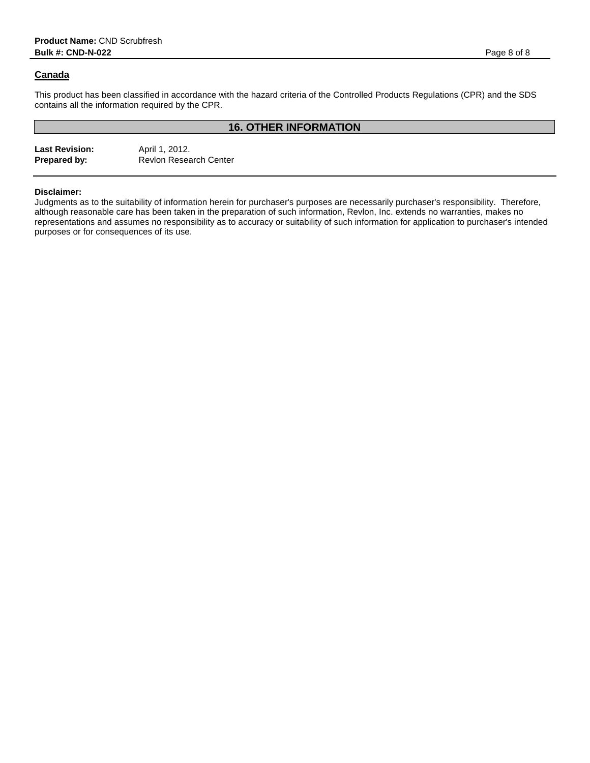### Canada

This product has been classified in accordance with the hazard criteria of the Controlled Products Regulations (CPR) and the SDS contains all the information required by the CPR.

## 16. OTHER INFORMATION

**Last Revision:** April 1, 2012.
**Prepared by:** Revlon Research Center

---

**Disclaimer:**
Judgments as to the suitability of information herein for purchaser's purposes are necessarily purchaser's responsibility. Therefore, although reasonable care has been taken in the preparation of such information, Revlon, Inc. extends no warranties, makes no representations and assumes no responsibility as to accuracy or suitability of such information for application to purchaser's intended purposes or for consequences of its use.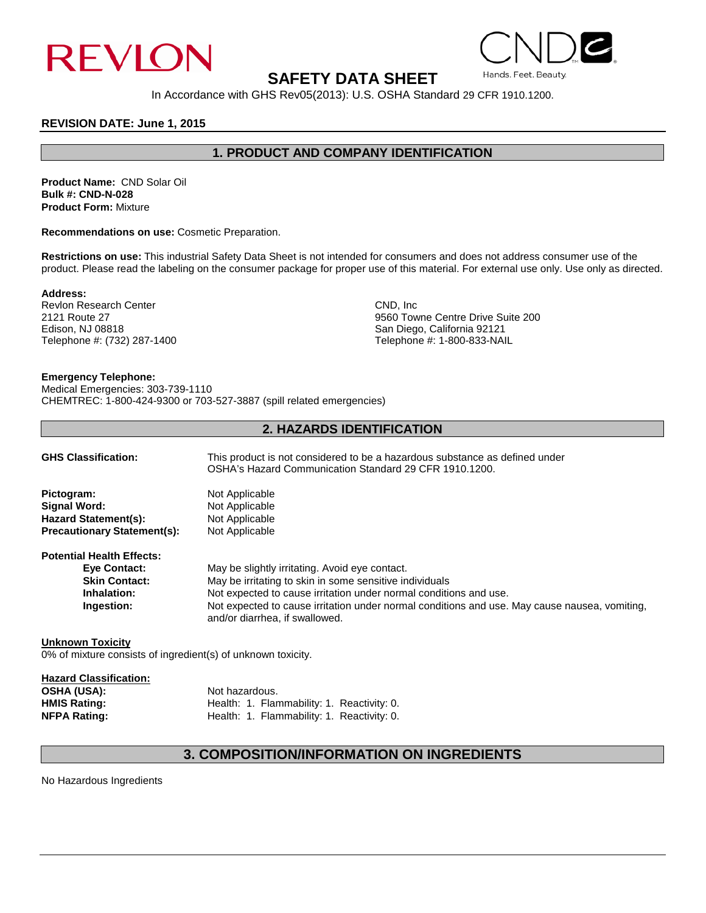REVLON

CND

Hands. Feet. Beauty.

# SAFETY DATA SHEET

In Accordance with GHS Rev05(2013): U.S. OSHA Standard 29 CFR 1910.1200.

**REVISION DATE: June 1, 2015**

## 1. PRODUCT AND COMPANY IDENTIFICATION

**Product Name:** CND Solar Oil
**Bulk #: CND-N-028**
**Product Form:** Mixture

**Recommendations on use:** Cosmetic Preparation.

**Restrictions on use:** This industrial Safety Data Sheet is not intended for consumers and does not address consumer use of the product. Please read the labeling on the consumer package for proper use of this material. For external use only. Use only as directed.

**Address:**

Revlon Research Center
2121 Route 27
Edison, NJ 08818
Telephone #: (732) 287-1400

CND, Inc
9560 Towne Centre Drive Suite 200
San Diego, California 92121
Telephone #: 1-800-833-NAIL

**Emergency Telephone:**
Medical Emergencies: 303-739-1110
CHEMTREC: 1-800-424-9300 or 703-527-3887 (spill related emergencies)

## 2. HAZARDS IDENTIFICATION

**GHS Classification:** This product is not considered to be a hazardous substance as defined under OSHA's Hazard Communication Standard 29 CFR 1910.1200.

**Pictogram:** Not Applicable
**Signal Word:** Not Applicable
**Hazard Statement(s):** Not Applicable
**Precautionary Statement(s):** Not Applicable

**Potential Health Effects:**

- **Eye Contact:** May be slightly irritating. Avoid eye contact.
- **Skin Contact:** May be irritating to skin in some sensitive individuals
- **Inhalation:** Not expected to cause irritation under normal conditions and use.
- **Ingestion:** Not expected to cause irritation under normal conditions and use. May cause nausea, vomiting, and/or diarrhea, if swallowed.

**Unknown Toxicity**
0% of mixture consists of ingredient(s) of unknown toxicity.

**Hazard Classification:**

**OSHA (USA):** Not hazardous.
**HMIS Rating:** Health: 1. Flammability: 1. Reactivity: 0.
**NFPA Rating:** Health: 1. Flammability: 1. Reactivity: 0.

## 3. COMPOSITION/INFORMATION ON INGREDIENTS

No Hazardous Ingredients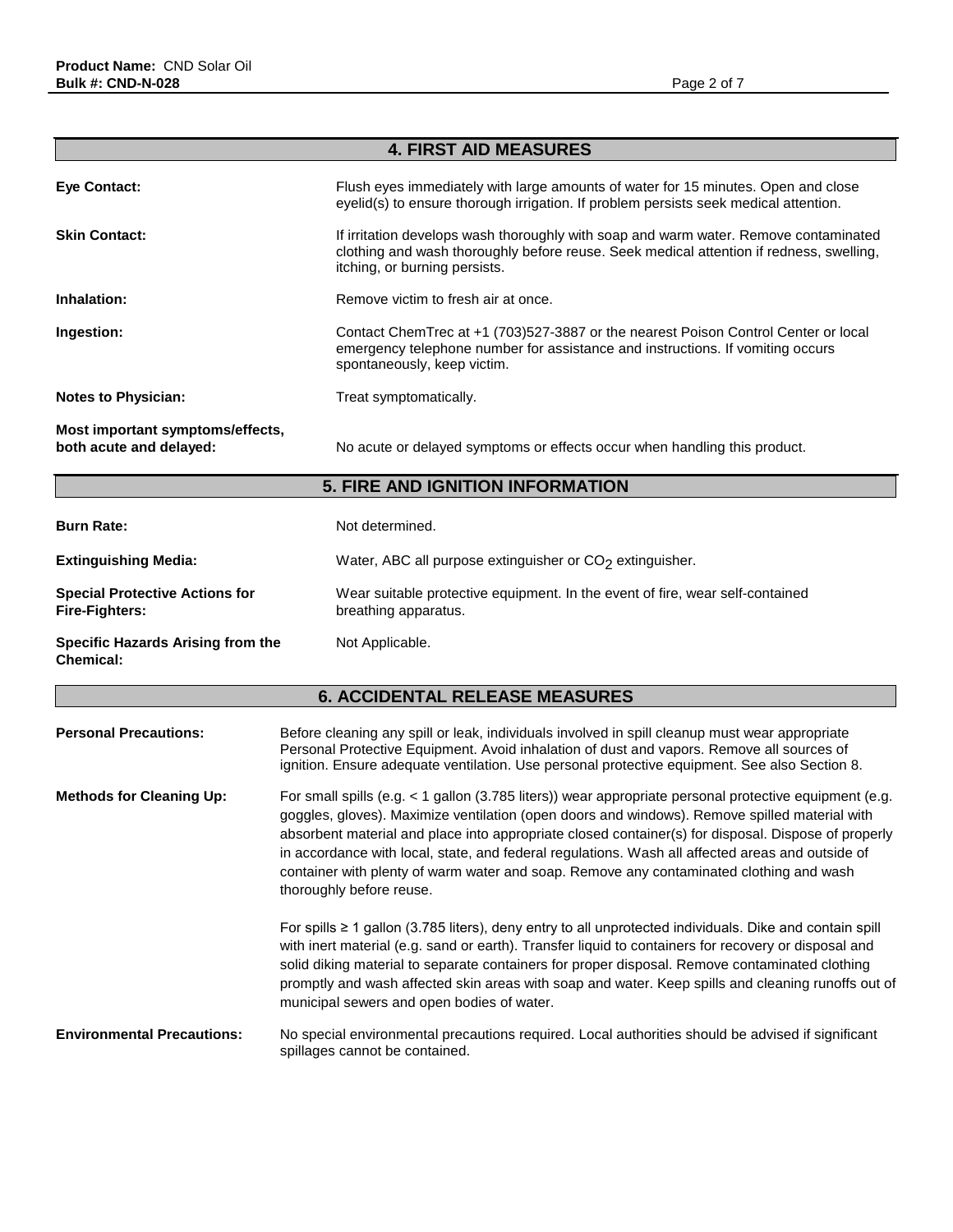## 4. FIRST AID MEASURES

**Eye Contact:** Flush eyes immediately with large amounts of water for 15 minutes. Open and close eyelid(s) to ensure thorough irrigation. If problem persists seek medical attention.

**Skin Contact:** If irritation develops wash thoroughly with soap and warm water. Remove contaminated clothing and wash thoroughly before reuse. Seek medical attention if redness, swelling, itching, or burning persists.

**Inhalation:** Remove victim to fresh air at once.

**Ingestion:** Contact ChemTrec at +1 (703)527-3887 or the nearest Poison Control Center or local emergency telephone number for assistance and instructions. If vomiting occurs spontaneously, keep victim.

**Notes to Physician:** Treat symptomatically.

**Most important symptoms/effects, both acute and delayed:** No acute or delayed symptoms or effects occur when handling this product.

## 5. FIRE AND IGNITION INFORMATION

**Burn Rate:** Not determined.

**Extinguishing Media:** Water, ABC all purpose extinguisher or $CO_2$ extinguisher.

**Special Protective Actions for Fire-Fighters:** Wear suitable protective equipment. In the event of fire, wear self-contained breathing apparatus.

**Specific Hazards Arising from the Chemical:** Not Applicable.

## 6. ACCIDENTAL RELEASE MEASURES

**Personal Precautions:** Before cleaning any spill or leak, individuals involved in spill cleanup must wear appropriate Personal Protective Equipment. Avoid inhalation of dust and vapors. Remove all sources of ignition. Ensure adequate ventilation. Use personal protective equipment. See also Section 8.

**Methods for Cleaning Up:** For small spills (e.g. < 1 gallon (3.785 liters)) wear appropriate personal protective equipment (e.g. goggles, gloves). Maximize ventilation (open doors and windows). Remove spilled material with absorbent material and place into appropriate closed container(s) for disposal. Dispose of properly in accordance with local, state, and federal regulations. Wash all affected areas and outside of container with plenty of warm water and soap. Remove any contaminated clothing and wash thoroughly before reuse.

For spills ≥ 1 gallon (3.785 liters), deny entry to all unprotected individuals. Dike and contain spill with inert material (e.g. sand or earth). Transfer liquid to containers for recovery or disposal and solid diking material to separate containers for proper disposal. Remove contaminated clothing promptly and wash affected skin areas with soap and water. Keep spills and cleaning runoffs out of municipal sewers and open bodies of water.

**Environmental Precautions:** No special environmental precautions required. Local authorities should be advised if significant spillages cannot be contained.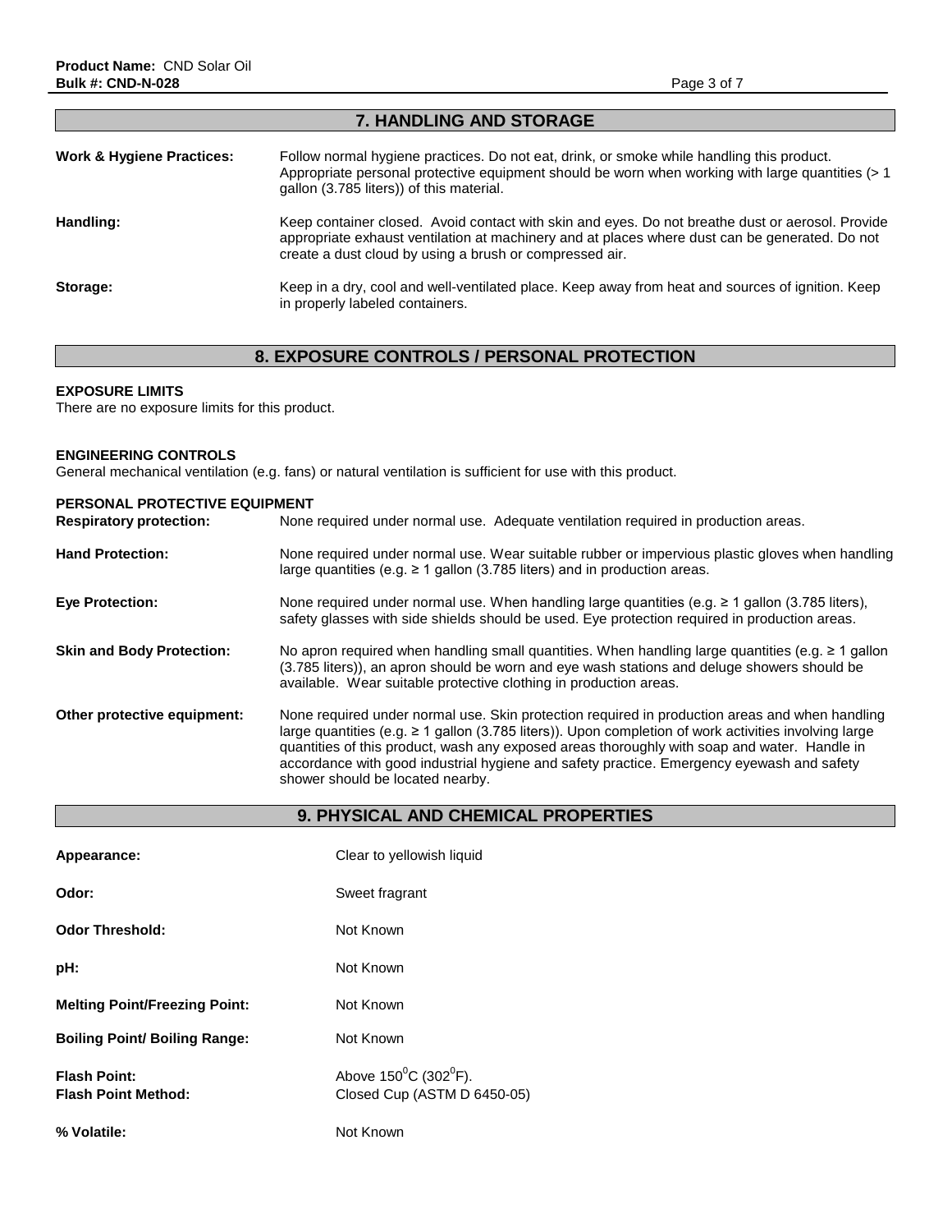## 7. HANDLING AND STORAGE

**Work & Hygiene Practices:** Follow normal hygiene practices. Do not eat, drink, or smoke while handling this product. Appropriate personal protective equipment should be worn when working with large quantities (> 1 gallon (3.785 liters)) of this material.

**Handling:** Keep container closed. Avoid contact with skin and eyes. Do not breathe dust or aerosol. Provide appropriate exhaust ventilation at machinery and at places where dust can be generated. Do not create a dust cloud by using a brush or compressed air.

**Storage:** Keep in a dry, cool and well-ventilated place. Keep away from heat and sources of ignition. Keep in properly labeled containers.

## 8. EXPOSURE CONTROLS / PERSONAL PROTECTION

**EXPOSURE LIMITS**

There are no exposure limits for this product.

**ENGINEERING CONTROLS**

General mechanical ventilation (e.g. fans) or natural ventilation is sufficient for use with this product.

**PERSONAL PROTECTIVE EQUIPMENT**

**Respiratory protection:** None required under normal use. Adequate ventilation required in production areas.

**Hand Protection:** None required under normal use. Wear suitable rubber or impervious plastic gloves when handling large quantities (e.g. ≥ 1 gallon (3.785 liters) and in production areas.

**Eye Protection:** None required under normal use. When handling large quantities (e.g. ≥ 1 gallon (3.785 liters), safety glasses with side shields should be used. Eye protection required in production areas.

**Skin and Body Protection:** No apron required when handling small quantities. When handling large quantities (e.g. ≥ 1 gallon (3.785 liters)), an apron should be worn and eye wash stations and deluge showers should be available. Wear suitable protective clothing in production areas.

**Other protective equipment:** None required under normal use. Skin protection required in production areas and when handling large quantities (e.g. ≥ 1 gallon (3.785 liters)). Upon completion of work activities involving large quantities of this product, wash any exposed areas thoroughly with soap and water. Handle in accordance with good industrial hygiene and safety practice. Emergency eyewash and safety shower should be located nearby.

## 9. PHYSICAL AND CHEMICAL PROPERTIES

**Appearance:** Clear to yellowish liquid

**Odor:** Sweet fragrant

**Odor Threshold:** Not Known

**pH:** Not Known

**Melting Point/Freezing Point:** Not Known

**Boiling Point/ Boiling Range:** Not Known

**Flash Point:** Above 150$^{0}$C (302$^{0}$F).
**Flash Point Method:** Closed Cup (ASTM D 6450-05)

**% Volatile:** Not Known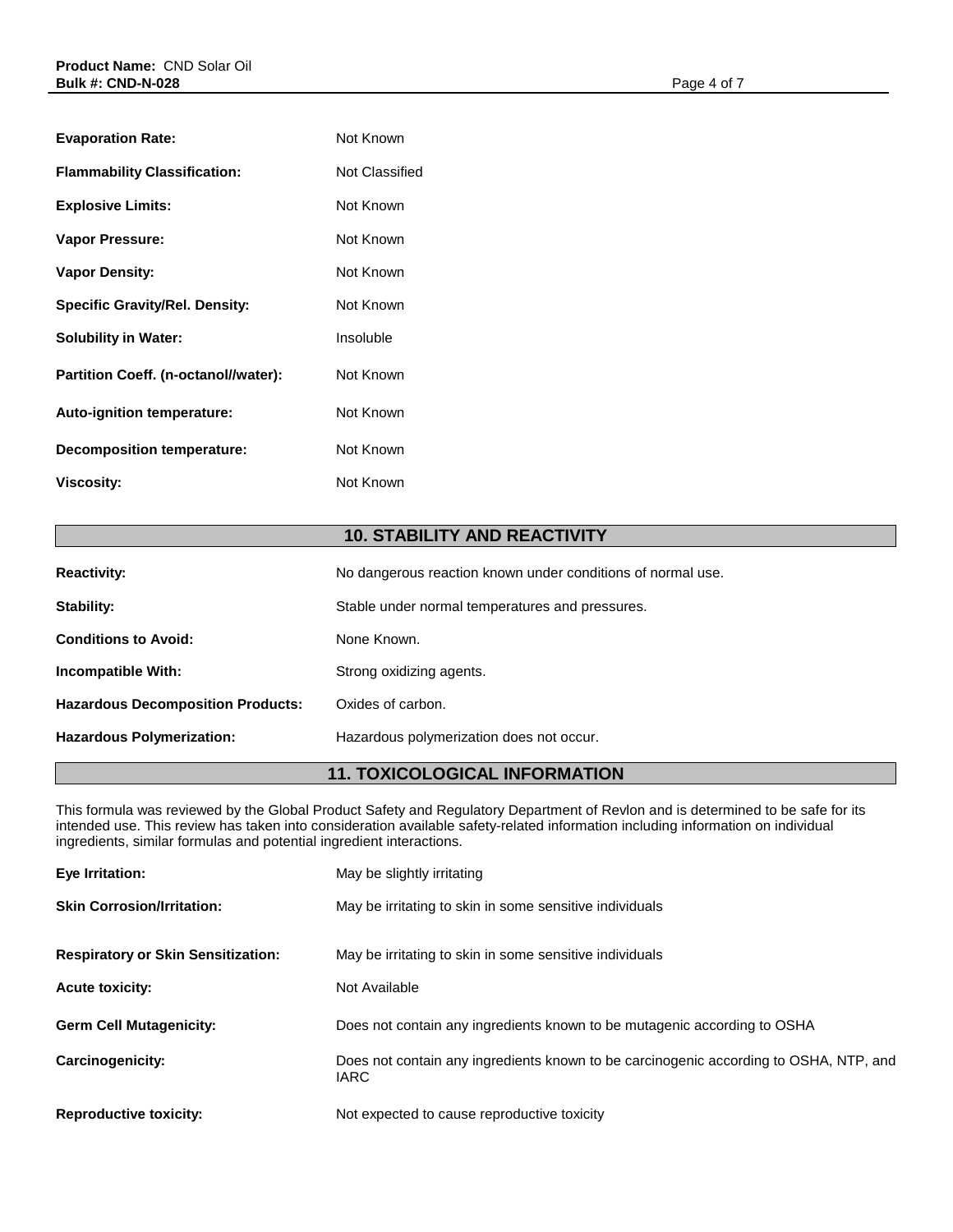| | |
|---|---|
| **Evaporation Rate:** | Not Known |
| **Flammability Classification:** | Not Classified |
| **Explosive Limits:** | Not Known |
| **Vapor Pressure:** | Not Known |
| **Vapor Density:** | Not Known |
| **Specific Gravity/Rel. Density:** | Not Known |
| **Solubility in Water:** | Insoluble |
| **Partition Coeff. (n-octanol//water):** | Not Known |
| **Auto-ignition temperature:** | Not Known |
| **Decomposition temperature:** | Not Known |
| **Viscosity:** | Not Known |

## 10. STABILITY AND REACTIVITY

| | |
|---|---|
| **Reactivity:** | No dangerous reaction known under conditions of normal use. |
| **Stability:** | Stable under normal temperatures and pressures. |
| **Conditions to Avoid:** | None Known. |
| **Incompatible With:** | Strong oxidizing agents. |
| **Hazardous Decomposition Products:** | Oxides of carbon. |
| **Hazardous Polymerization:** | Hazardous polymerization does not occur. |

## 11. TOXICOLOGICAL INFORMATION

This formula was reviewed by the Global Product Safety and Regulatory Department of Revlon and is determined to be safe for its intended use. This review has taken into consideration available safety-related information including information on individual ingredients, similar formulas and potential ingredient interactions.

| | |
|---|---|
| **Eye Irritation:** | May be slightly irritating |
| **Skin Corrosion/Irritation:** | May be irritating to skin in some sensitive individuals |
| **Respiratory or Skin Sensitization:** | May be irritating to skin in some sensitive individuals |
| **Acute toxicity:** | Not Available |
| **Germ Cell Mutagenicity:** | Does not contain any ingredients known to be mutagenic according to OSHA |
| **Carcinogenicity:** | Does not contain any ingredients known to be carcinogenic according to OSHA, NTP, and IARC |
| **Reproductive toxicity:** | Not expected to cause reproductive toxicity |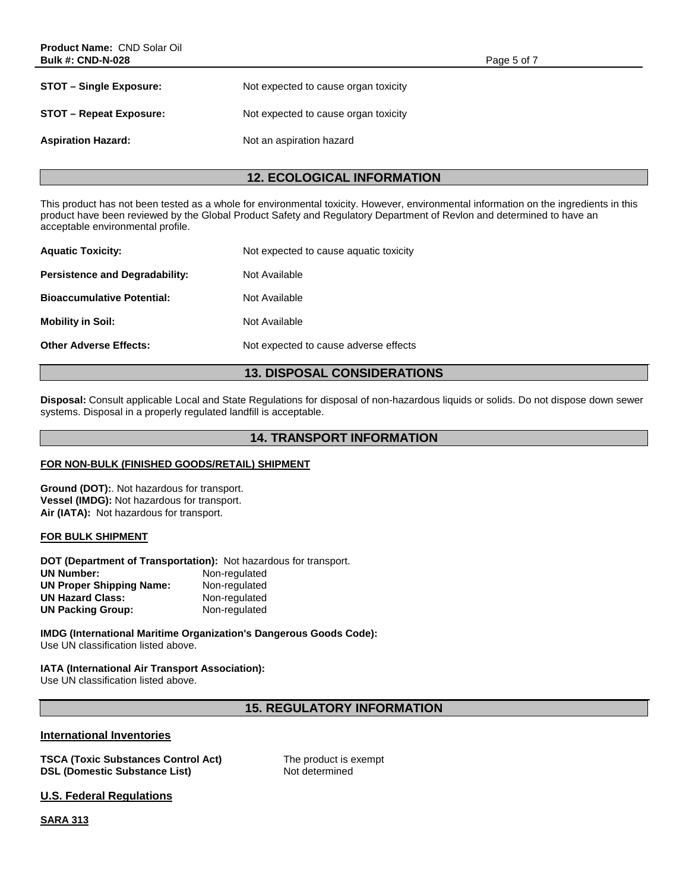**STOT – Single Exposure:** Not expected to cause organ toxicity

**STOT – Repeat Exposure:** Not expected to cause organ toxicity

**Aspiration Hazard:** Not an aspiration hazard

## 12. ECOLOGICAL INFORMATION

This product has not been tested as a whole for environmental toxicity. However, environmental information on the ingredients in this product have been reviewed by the Global Product Safety and Regulatory Department of Revlon and determined to have an acceptable environmental profile.

**Aquatic Toxicity:** Not expected to cause aquatic toxicity

**Persistence and Degradability:** Not Available

**Bioaccumulative Potential:** Not Available

**Mobility in Soil:** Not Available

**Other Adverse Effects:** Not expected to cause adverse effects

## 13. DISPOSAL CONSIDERATIONS

**Disposal:** Consult applicable Local and State Regulations for disposal of non-hazardous liquids or solids. Do not dispose down sewer systems. Disposal in a properly regulated landfill is acceptable.

## 14. TRANSPORT INFORMATION

**FOR NON-BULK (FINISHED GOODS/RETAIL) SHIPMENT**

**Ground (DOT):**. Not hazardous for transport.
**Vessel (IMDG):** Not hazardous for transport.
**Air (IATA):** Not hazardous for transport.

**FOR BULK SHIPMENT**

**DOT (Department of Transportation):** Not hazardous for transport.
**UN Number:** Non-regulated
**UN Proper Shipping Name:** Non-regulated
**UN Hazard Class:** Non-regulated
**UN Packing Group:** Non-regulated

**IMDG (International Maritime Organization's Dangerous Goods Code):**
Use UN classification listed above.

**IATA (International Air Transport Association):**
Use UN classification listed above.

## 15. REGULATORY INFORMATION

**International Inventories**

**TSCA (Toxic Substances Control Act)** The product is exempt
**DSL (Domestic Substance List)** Not determined

**U.S. Federal Regulations**

**SARA 313**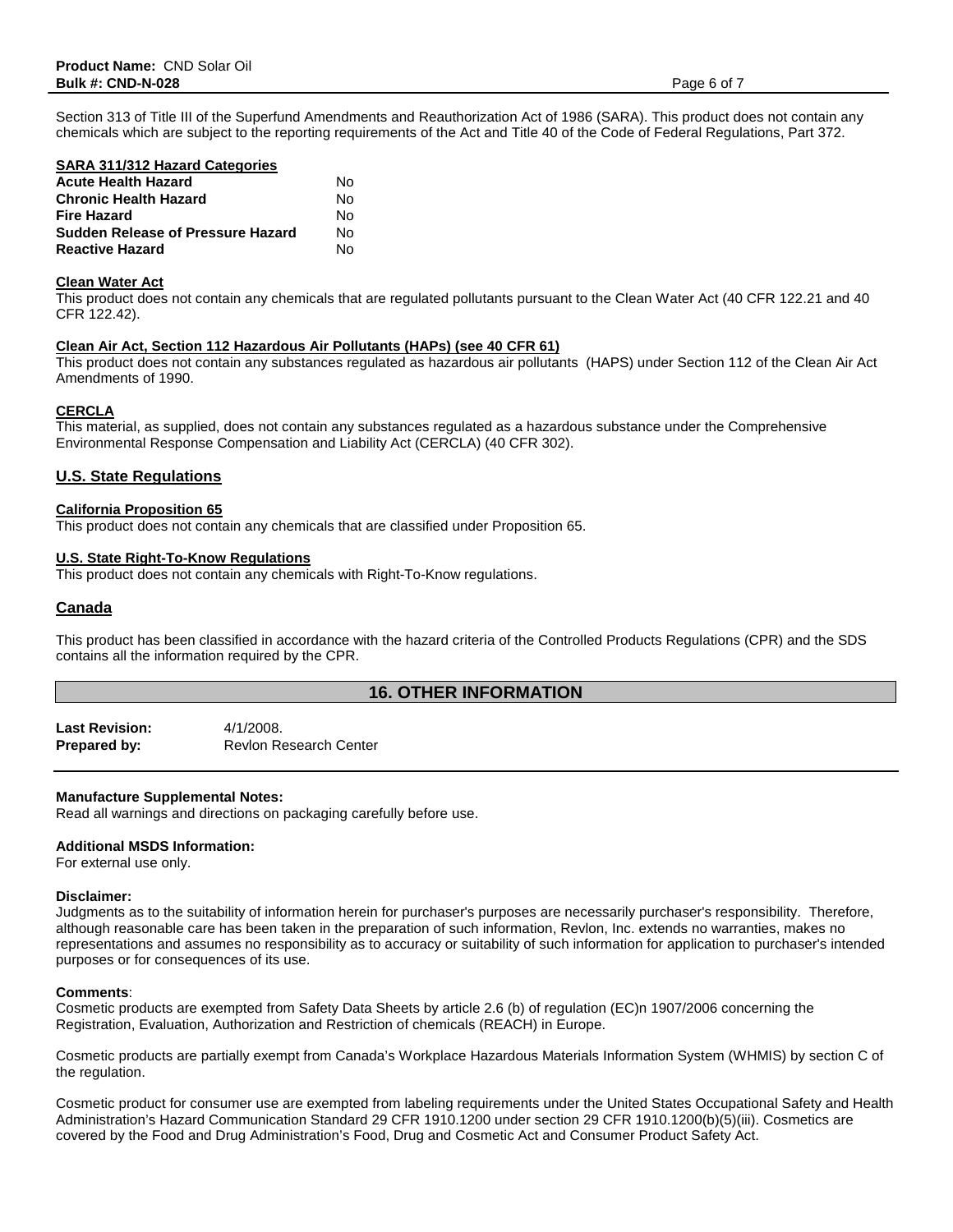Section 313 of Title III of the Superfund Amendments and Reauthorization Act of 1986 (SARA). This product does not contain any chemicals which are subject to the reporting requirements of the Act and Title 40 of the Code of Federal Regulations, Part 372.

**SARA 311/312 Hazard Categories**

| | |
|---|---|
| **Acute Health Hazard** | No |
| **Chronic Health Hazard** | No |
| **Fire Hazard** | No |
| **Sudden Release of Pressure Hazard** | No |
| **Reactive Hazard** | No |

**Clean Water Act**

This product does not contain any chemicals that are regulated pollutants pursuant to the Clean Water Act (40 CFR 122.21 and 40 CFR 122.42).

**Clean Air Act, Section 112 Hazardous Air Pollutants (HAPs) (see 40 CFR 61)**

This product does not contain any substances regulated as hazardous air pollutants (HAPS) under Section 112 of the Clean Air Act Amendments of 1990.

**CERCLA**

This material, as supplied, does not contain any substances regulated as a hazardous substance under the Comprehensive Environmental Response Compensation and Liability Act (CERCLA) (40 CFR 302).

## U.S. State Regulations

**California Proposition 65**

This product does not contain any chemicals that are classified under Proposition 65.

**U.S. State Right-To-Know Regulations**

This product does not contain any chemicals with Right-To-Know regulations.

## Canada

This product has been classified in accordance with the hazard criteria of the Controlled Products Regulations (CPR) and the SDS contains all the information required by the CPR.

## 16. OTHER INFORMATION

**Last Revision:** 4/1/2008.
**Prepared by:** Revlon Research Center

**Manufacture Supplemental Notes:**
Read all warnings and directions on packaging carefully before use.

**Additional MSDS Information:**
For external use only.

**Disclaimer:**
Judgments as to the suitability of information herein for purchaser's purposes are necessarily purchaser's responsibility. Therefore, although reasonable care has been taken in the preparation of such information, Revlon, Inc. extends no warranties, makes no representations and assumes no responsibility as to accuracy or suitability of such information for application to purchaser's intended purposes or for consequences of its use.

**Comments**:
Cosmetic products are exempted from Safety Data Sheets by article 2.6 (b) of regulation (EC)n 1907/2006 concerning the Registration, Evaluation, Authorization and Restriction of chemicals (REACH) in Europe.

Cosmetic products are partially exempt from Canada's Workplace Hazardous Materials Information System (WHMIS) by section C of the regulation.

Cosmetic product for consumer use are exempted from labeling requirements under the United States Occupational Safety and Health Administration's Hazard Communication Standard 29 CFR 1910.1200 under section 29 CFR 1910.1200(b)(5)(iii). Cosmetics are covered by the Food and Drug Administration's Food, Drug and Cosmetic Act and Consumer Product Safety Act.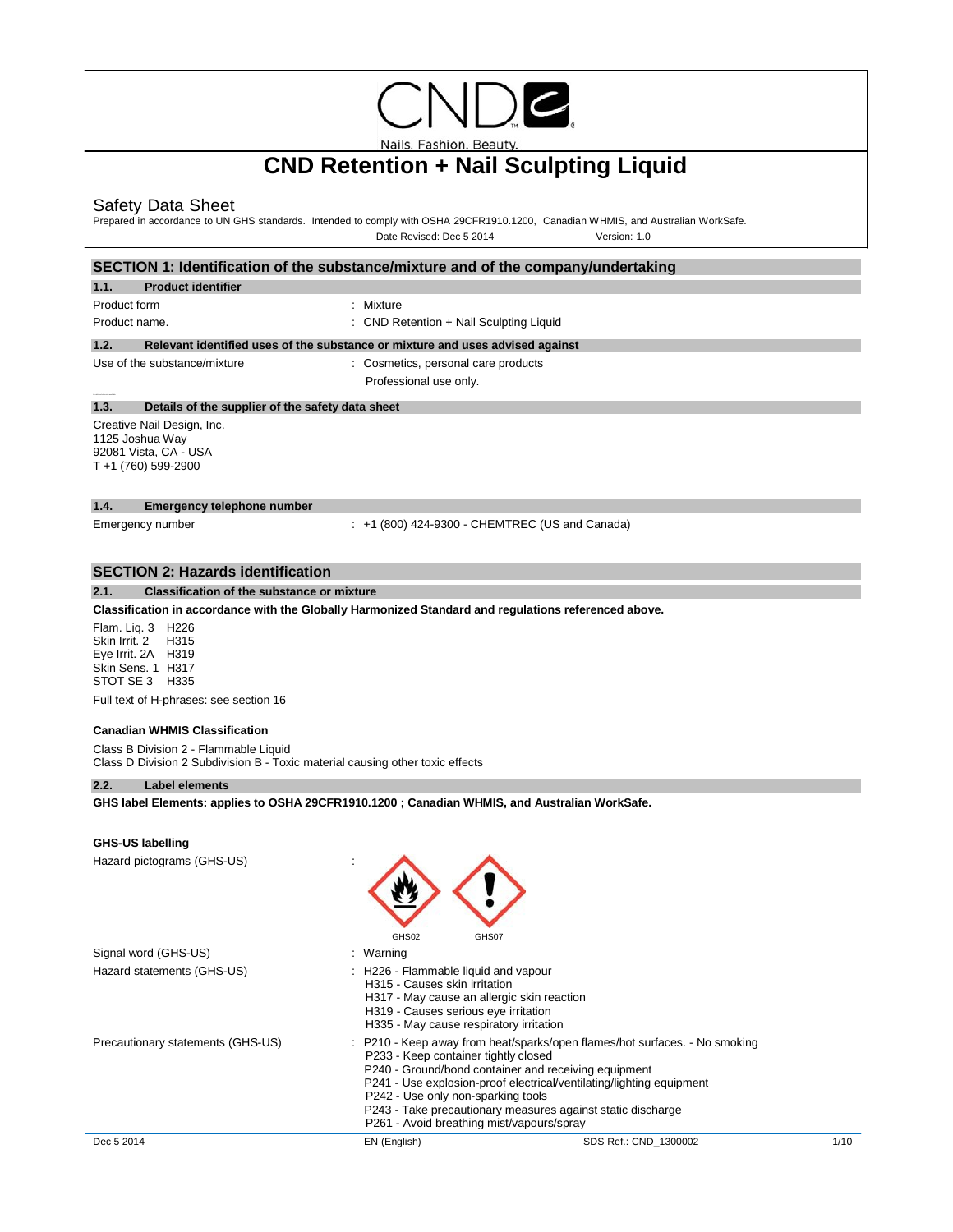# CND Retention + Nail Sculpting Liquid

Safety Data Sheet

Prepared in accordance to UN GHS standards. Intended to comply with OSHA 29CFR1910.1200, Canadian WHMIS, and Australian WorkSafe.

Date Revised: Dec 5 2014 Version: 1.0

## SECTION 1: Identification of the substance/mixture and of the company/undertaking

### 1.1. Product identifier

Product form : Mixture

Product name. : CND Retention + Nail Sculpting Liquid

### 1.2. Relevant identified uses of the substance or mixture and uses advised against

Use of the substance/mixture : Cosmetics, personal care products

Professional use only.

### 1.3. Details of the supplier of the safety data sheet

Creative Nail Design, Inc.
1125 Joshua Way
92081 Vista, CA - USA
T +1 (760) 599-2900

### 1.4. Emergency telephone number

Emergency number : +1 (800) 424-9300 - CHEMTREC (US and Canada)

## SECTION 2: Hazards identification

### 2.1. Classification of the substance or mixture

**Classification in accordance with the Globally Harmonized Standard and regulations referenced above.**

Flam. Liq. 3 H226
Skin Irrit. 2 H315
Eye Irrit. 2A H319
Skin Sens. 1 H317
STOT SE 3 H335

Full text of H-phrases: see section 16

**Canadian WHMIS Classification**

Class B Division 2 - Flammable Liquid
Class D Division 2 Subdivision B - Toxic material causing other toxic effects

### 2.2. Label elements

**GHS label Elements: applies to OSHA 29CFR1910.1200 ; Canadian WHMIS, and Australian WorkSafe.**

**GHS-US labelling**

Hazard pictograms (GHS-US) : GHS02 GHS07

Signal word (GHS-US) : Warning

Hazard statements (GHS-US) : H226 - Flammable liquid and vapour
H315 - Causes skin irritation
H317 - May cause an allergic skin reaction
H319 - Causes serious eye irritation
H335 - May cause respiratory irritation

Precautionary statements (GHS-US) : P210 - Keep away from heat/sparks/open flames/hot surfaces. - No smoking
P233 - Keep container tightly closed
P240 - Ground/bond container and receiving equipment
P241 - Use explosion-proof electrical/ventilating/lighting equipment
P242 - Use only non-sparking tools
P243 - Take precautionary measures against static discharge
P261 - Avoid breathing mist/vapours/spray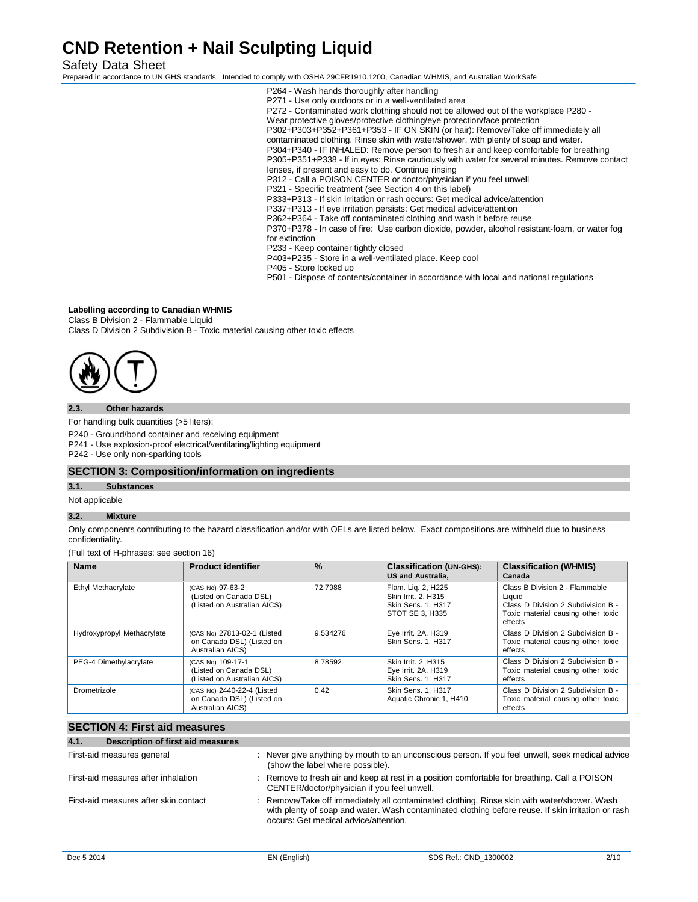P264 - Wash hands thoroughly after handling
P271 - Use only outdoors or in a well-ventilated area
P272 - Contaminated work clothing should not be allowed out of the workplace P280 - Wear protective gloves/protective clothing/eye protection/face protection
P302+P303+P352+P361+P353 - IF ON SKIN (or hair): Remove/Take off immediately all contaminated clothing. Rinse skin with water/shower, with plenty of soap and water.
P304+P340 - IF INHALED: Remove person to fresh air and keep comfortable for breathing
P305+P351+P338 - If in eyes: Rinse cautiously with water for several minutes. Remove contact lenses, if present and easy to do. Continue rinsing
P312 - Call a POISON CENTER or doctor/physician if you feel unwell
P321 - Specific treatment (see Section 4 on this label)
P333+P313 - If skin irritation or rash occurs: Get medical advice/attention
P337+P313 - If eye irritation persists: Get medical advice/attention
P362+P364 - Take off contaminated clothing and wash it before reuse
P370+P378 - In case of fire: Use carbon dioxide, powder, alcohol resistant-foam, or water fog for extinction
P233 - Keep container tightly closed
P403+P235 - Store in a well-ventilated place. Keep cool
P405 - Store locked up
P501 - Dispose of contents/container in accordance with local and national regulations

**Labelling according to Canadian WHMIS**

Class B Division 2 - Flammable Liquid
Class D Division 2 Subdivision B - Toxic material causing other toxic effects

### 2.3. Other hazards

For handling bulk quantities (>5 liters):

P240 - Ground/bond container and receiving equipment
P241 - Use explosion-proof electrical/ventilating/lighting equipment
P242 - Use only non-sparking tools

## SECTION 3: Composition/information on ingredients

### 3.1. Substances

Not applicable

### 3.2. Mixture

Only components contributing to the hazard classification and/or with OELs are listed below. Exact compositions are withheld due to business confidentiality.

(Full text of H-phrases: see section 16)

| Name | Product identifier | % | Classification (UN-GHS): US and Australia, | Classification (WHMIS) Canada |
|---|---|---|---|---|
| Ethyl Methacrylate | (CAS No) 97-63-2 (Listed on Canada DSL) (Listed on Australian AICS) | 72.7988 | Flam. Liq. 2, H225 Skin Irrit. 2, H315 Skin Sens. 1, H317 STOT SE 3, H335 | Class B Division 2 - Flammable Liquid Class D Division 2 Subdivision B - Toxic material causing other toxic effects |
| Hydroxypropyl Methacrylate | (CAS No) 27813-02-1 (Listed on Canada DSL) (Listed on Australian AICS) | 9.534276 | Eye Irrit. 2A, H319 Skin Sens. 1, H317 | Class D Division 2 Subdivision B - Toxic material causing other toxic effects |
| PEG-4 Dimethylacrylate | (CAS No) 109-17-1 (Listed on Canada DSL) (Listed on Australian AICS) | 8.78592 | Skin Irrit. 2, H315 Eye Irrit. 2A, H319 Skin Sens. 1, H317 | Class D Division 2 Subdivision B - Toxic material causing other toxic effects |
| Drometrizole | (CAS No) 2440-22-4 (Listed on Canada DSL) (Listed on Australian AICS) | 0.42 | Skin Sens. 1, H317 Aquatic Chronic 1, H410 | Class D Division 2 Subdivision B - Toxic material causing other toxic effects |

## SECTION 4: First aid measures

### 4.1. Description of first aid measures

First-aid measures general : Never give anything by mouth to an unconscious person. If you feel unwell, seek medical advice (show the label where possible).

First-aid measures after inhalation : Remove to fresh air and keep at rest in a position comfortable for breathing. Call a POISON CENTER/doctor/physician if you feel unwell.

First-aid measures after skin contact : Remove/Take off immediately all contaminated clothing. Rinse skin with water/shower. Wash with plenty of soap and water. Wash contaminated clothing before reuse. If skin irritation or rash occurs: Get medical advice/attention.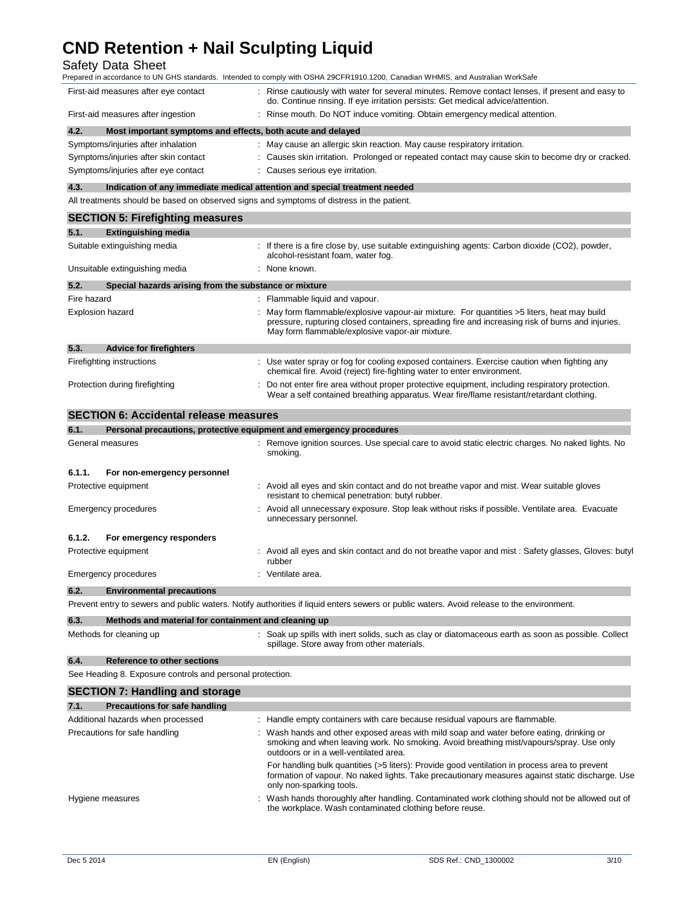First-aid measures after eye contact : Rinse cautiously with water for several minutes. Remove contact lenses, if present and easy to do. Continue rinsing. If eye irritation persists: Get medical advice/attention.

First-aid measures after ingestion : Rinse mouth. Do NOT induce vomiting. Obtain emergency medical attention.

### 4.2. Most important symptoms and effects, both acute and delayed

Symptoms/injuries after inhalation : May cause an allergic skin reaction. May cause respiratory irritation.

Symptoms/injuries after skin contact : Causes skin irritation. Prolonged or repeated contact may cause skin to become dry or cracked.

Symptoms/injuries after eye contact : Causes serious eye irritation.

### 4.3. Indication of any immediate medical attention and special treatment needed

All treatments should be based on observed signs and symptoms of distress in the patient.

## SECTION 5: Firefighting measures

### 5.1. Extinguishing media

Suitable extinguishing media : If there is a fire close by, use suitable extinguishing agents: Carbon dioxide ($CO_2$), powder, alcohol-resistant foam, water fog.

Unsuitable extinguishing media : None known.

### 5.2. Special hazards arising from the substance or mixture

Fire hazard : Flammable liquid and vapour.

Explosion hazard : May form flammable/explosive vapour-air mixture. For quantities >5 liters, heat may build pressure, rupturing closed containers, spreading fire and increasing risk of burns and injuries. May form flammable/explosive vapor-air mixture.

### 5.3. Advice for firefighters

Firefighting instructions : Use water spray or fog for cooling exposed containers. Exercise caution when fighting any chemical fire. Avoid (reject) fire-fighting water to enter environment.

Protection during firefighting : Do not enter fire area without proper protective equipment, including respiratory protection. Wear a self contained breathing apparatus. Wear fire/flame resistant/retardant clothing.

## SECTION 6: Accidental release measures

### 6.1. Personal precautions, protective equipment and emergency procedures

General measures : Remove ignition sources. Use special care to avoid static electric charges. No naked lights. No smoking.

#### 6.1.1. For non-emergency personnel

Protective equipment : Avoid all eyes and skin contact and do not breathe vapor and mist. Wear suitable gloves resistant to chemical penetration: butyl rubber.

Emergency procedures : Avoid all unnecessary exposure. Stop leak without risks if possible. Ventilate area. Evacuate unnecessary personnel.

#### 6.1.2. For emergency responders

Protective equipment : Avoid all eyes and skin contact and do not breathe vapor and mist : Safety glasses, Gloves: butyl rubber

Emergency procedures : Ventilate area.

### 6.2. Environmental precautions

Prevent entry to sewers and public waters. Notify authorities if liquid enters sewers or public waters. Avoid release to the environment.

### 6.3. Methods and material for containment and cleaning up

Methods for cleaning up : Soak up spills with inert solids, such as clay or diatomaceous earth as soon as possible. Collect spillage. Store away from other materials.

### 6.4. Reference to other sections

See Heading 8. Exposure controls and personal protection.

## SECTION 7: Handling and storage

### 7.1. Precautions for safe handling

Additional hazards when processed : Handle empty containers with care because residual vapours are flammable.

Precautions for safe handling : Wash hands and other exposed areas with mild soap and water before eating, drinking or smoking and when leaving work. No smoking. Avoid breathing mist/vapours/spray. Use only outdoors or in a well-ventilated area.

For handling bulk quantities (>5 liters): Provide good ventilation in process area to prevent formation of vapour. No naked lights. Take precautionary measures against static discharge. Use only non-sparking tools.

Hygiene measures : Wash hands thoroughly after handling. Contaminated work clothing should not be allowed out of the workplace. Wash contaminated clothing before reuse.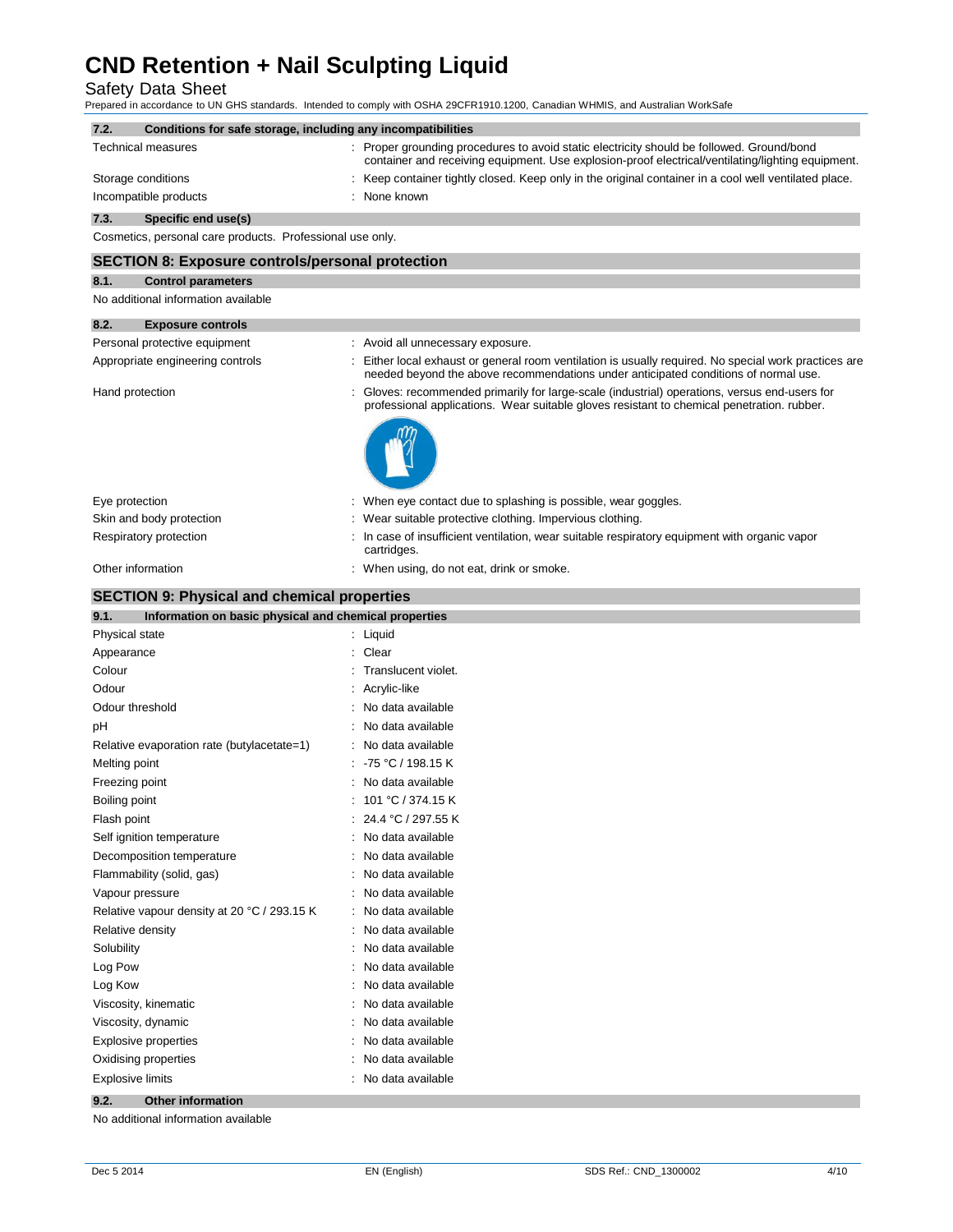# CND Retention + Nail Sculpting Liquid

Safety Data Sheet

Prepared in accordance to UN GHS standards. Intended to comply with OSHA 29CFR1910.1200, Canadian WHMIS, and Australian WorkSafe

### 7.2. Conditions for safe storage, including any incompatibilities

| | |
|---|---|
| Technical measures | : Proper grounding procedures to avoid static electricity should be followed. Ground/bond container and receiving equipment. Use explosion-proof electrical/ventilating/lighting equipment. |
| Storage conditions | : Keep container tightly closed. Keep only in the original container in a cool well ventilated place. |
| Incompatible products | : None known |

### 7.3. Specific end use(s)

Cosmetics, personal care products. Professional use only.

## SECTION 8: Exposure controls/personal protection

### 8.1. Control parameters

No additional information available

### 8.2. Exposure controls

| | |
|---|---|
| Personal protective equipment | : Avoid all unnecessary exposure. |
| Appropriate engineering controls | : Either local exhaust or general room ventilation is usually required. No special work practices are needed beyond the above recommendations under anticipated conditions of normal use. |
| Hand protection | : Gloves: recommended primarily for large-scale (industrial) operations, versus end-users for professional applications. Wear suitable gloves resistant to chemical penetration. rubber. |
| Eye protection | : When eye contact due to splashing is possible, wear goggles. |
| Skin and body protection | : Wear suitable protective clothing. Impervious clothing. |
| Respiratory protection | : In case of insufficient ventilation, wear suitable respiratory equipment with organic vapor cartridges. |
| Other information | : When using, do not eat, drink or smoke. |

## SECTION 9: Physical and chemical properties

### 9.1. Information on basic physical and chemical properties

| | |
|---|---|
| Physical state | : Liquid |
| Appearance | : Clear |
| Colour | : Translucent violet. |
| Odour | : Acrylic-like |
| Odour threshold | : No data available |
| pH | : No data available |
| Relative evaporation rate (butylacetate=1) | : No data available |
| Melting point | : -75 °C / 198.15 K |
| Freezing point | : No data available |
| Boiling point | : 101 °C / 374.15 K |
| Flash point | : 24.4 °C / 297.55 K |
| Self ignition temperature | : No data available |
| Decomposition temperature | : No data available |
| Flammability (solid, gas) | : No data available |
| Vapour pressure | : No data available |
| Relative vapour density at 20 °C / 293.15 K | : No data available |
| Relative density | : No data available |
| Solubility | : No data available |
| Log Pow | : No data available |
| Log Kow | : No data available |
| Viscosity, kinematic | : No data available |
| Viscosity, dynamic | : No data available |
| Explosive properties | : No data available |
| Oxidising properties | : No data available |
| Explosive limits | : No data available |

### 9.2. Other information

No additional information available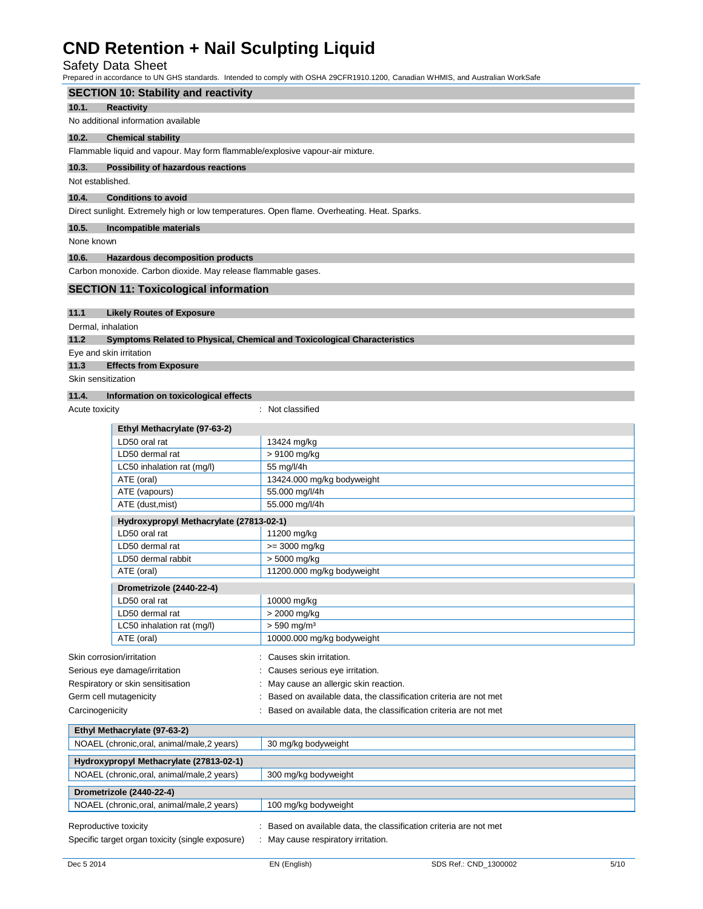## SECTION 10: Stability and reactivity

### 10.1. Reactivity

No additional information available

### 10.2. Chemical stability

Flammable liquid and vapour. May form flammable/explosive vapour-air mixture.

### 10.3. Possibility of hazardous reactions

Not established.

### 10.4. Conditions to avoid

Direct sunlight. Extremely high or low temperatures. Open flame. Overheating. Heat. Sparks.

### 10.5. Incompatible materials

None known

### 10.6. Hazardous decomposition products

Carbon monoxide. Carbon dioxide. May release flammable gases.

## SECTION 11: Toxicological information

### 11.1 Likely Routes of Exposure

Dermal, inhalation

### 11.2 Symptoms Related to Physical, Chemical and Toxicological Characteristics

Eye and skin irritation

### 11.3 Effects from Exposure

Skin sensitization

### 11.4. Information on toxicological effects

Acute toxicity : Not classified

| Ethyl Methacrylate (97-63-2) | |
|---|---|
| LD50 oral rat | 13424 mg/kg |
| LD50 dermal rat | > 9100 mg/kg |
| LC50 inhalation rat (mg/l) | 55 mg/l/4h |
| ATE (oral) | 13424.000 mg/kg bodyweight |
| ATE (vapours) | 55.000 mg/l/4h |
| ATE (dust,mist) | 55.000 mg/l/4h |

| Hydroxypropyl Methacrylate (27813-02-1) | |
|---|---|
| LD50 oral rat | 11200 mg/kg |
| LD50 dermal rat | >= 3000 mg/kg |
| LD50 dermal rabbit | > 5000 mg/kg |
| ATE (oral) | 11200.000 mg/kg bodyweight |

| Drometrizole (2440-22-4) | |
|---|---|
| LD50 oral rat | 10000 mg/kg |
| LD50 dermal rat | > 2000 mg/kg |
| LC50 inhalation rat (mg/l) | > 590 mg/m³ |
| ATE (oral) | 10000.000 mg/kg bodyweight |

Skin corrosion/irritation : Causes skin irritation.

Serious eye damage/irritation : Causes serious eye irritation.

Respiratory or skin sensitisation : May cause an allergic skin reaction.

Germ cell mutagenicity : Based on available data, the classification criteria are not met

Carcinogenicity : Based on available data, the classification criteria are not met

| Ethyl Methacrylate (97-63-2) | |
|---|---|
| NOAEL (chronic,oral, animal/male,2 years) | 30 mg/kg bodyweight |

| Hydroxypropyl Methacrylate (27813-02-1) | |
|---|---|
| NOAEL (chronic,oral, animal/male,2 years) | 300 mg/kg bodyweight |

| Drometrizole (2440-22-4) | |
|---|---|
| NOAEL (chronic,oral, animal/male,2 years) | 100 mg/kg bodyweight |

Reproductive toxicity : Based on available data, the classification criteria are not met

Specific target organ toxicity (single exposure) : May cause respiratory irritation.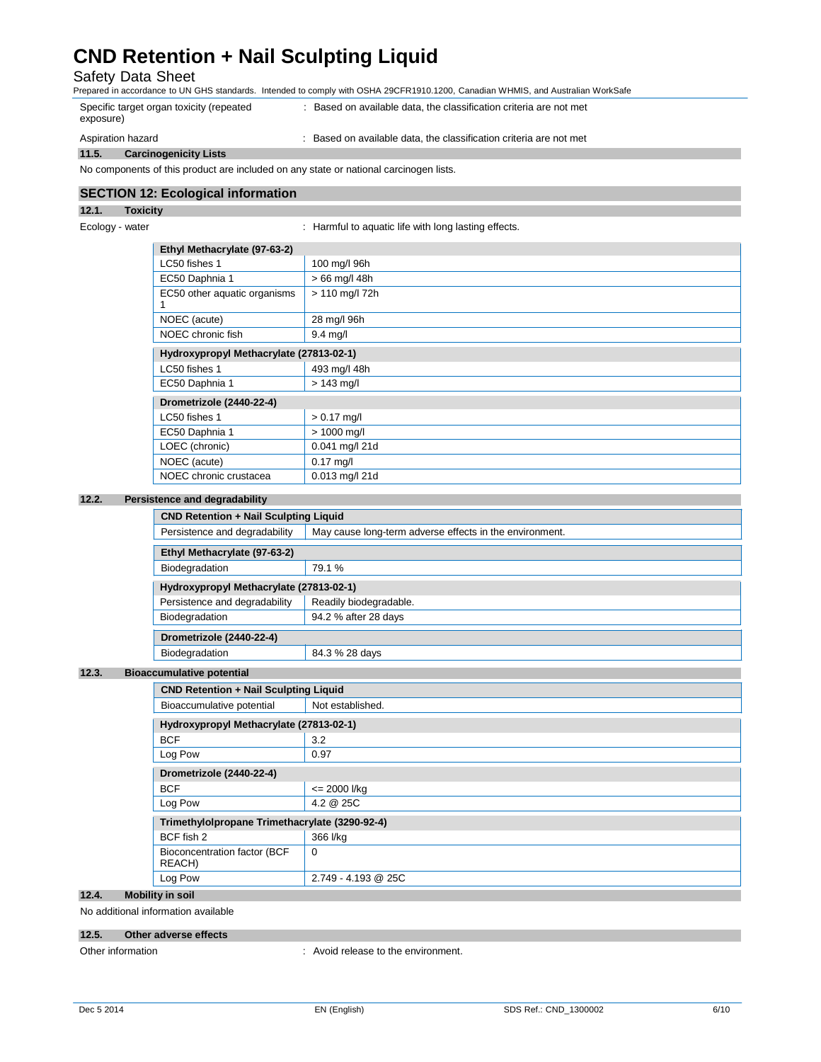Specific target organ toxicity (repeated exposure) : Based on available data, the classification criteria are not met

Aspiration hazard : Based on available data, the classification criteria are not met

### 11.5. Carcinogenicity Lists

No components of this product are included on any state or national carcinogen lists.

## SECTION 12: Ecological information

### 12.1. Toxicity

Ecology - water : Harmful to aquatic life with long lasting effects.

| Ethyl Methacrylate (97-63-2) | |
|---|---|
| LC50 fishes 1 | 100 mg/l 96h |
| EC50 Daphnia 1 | > 66 mg/l 48h |
| EC50 other aquatic organisms 1 | > 110 mg/l 72h |
| NOEC (acute) | 28 mg/l 96h |
| NOEC chronic fish | 9.4 mg/l |

| Hydroxypropyl Methacrylate (27813-02-1) | |
|---|---|
| LC50 fishes 1 | 493 mg/l 48h |
| EC50 Daphnia 1 | > 143 mg/l |

| Drometrizole (2440-22-4) | |
|---|---|
| LC50 fishes 1 | > 0.17 mg/l |
| EC50 Daphnia 1 | > 1000 mg/l |
| LOEC (chronic) | 0.041 mg/l 21d |
| NOEC (acute) | 0.17 mg/l |
| NOEC chronic crustacea | 0.013 mg/l 21d |

### 12.2. Persistence and degradability

| CND Retention + Nail Sculpting Liquid | |
|---|---|
| Persistence and degradability | May cause long-term adverse effects in the environment. |

| Ethyl Methacrylate (97-63-2) | |
|---|---|
| Biodegradation | 79.1 % |

| Hydroxypropyl Methacrylate (27813-02-1) | |
|---|---|
| Persistence and degradability | Readily biodegradable. |
| Biodegradation | 94.2 % after 28 days |

| Drometrizole (2440-22-4) | |
|---|---|
| Biodegradation | 84.3 % 28 days |

### 12.3. Bioaccumulative potential

| CND Retention + Nail Sculpting Liquid | |
|---|---|
| Bioaccumulative potential | Not established. |

| Hydroxypropyl Methacrylate (27813-02-1) | |
|---|---|
| BCF | 3.2 |
| Log Pow | 0.97 |

| Drometrizole (2440-22-4) | |
|---|---|
| BCF | <= 2000 l/kg |
| Log Pow | 4.2 @ 25C |

| Trimethylolpropane Trimethacrylate (3290-92-4) | |
|---|---|
| BCF fish 2 | 366 l/kg |
| Bioconcentration factor (BCF REACH) | 0 |
| Log Pow | 2.749 - 4.193 @ 25C |

### 12.4. Mobility in soil

No additional information available

### 12.5. Other adverse effects

Other information : Avoid release to the environment.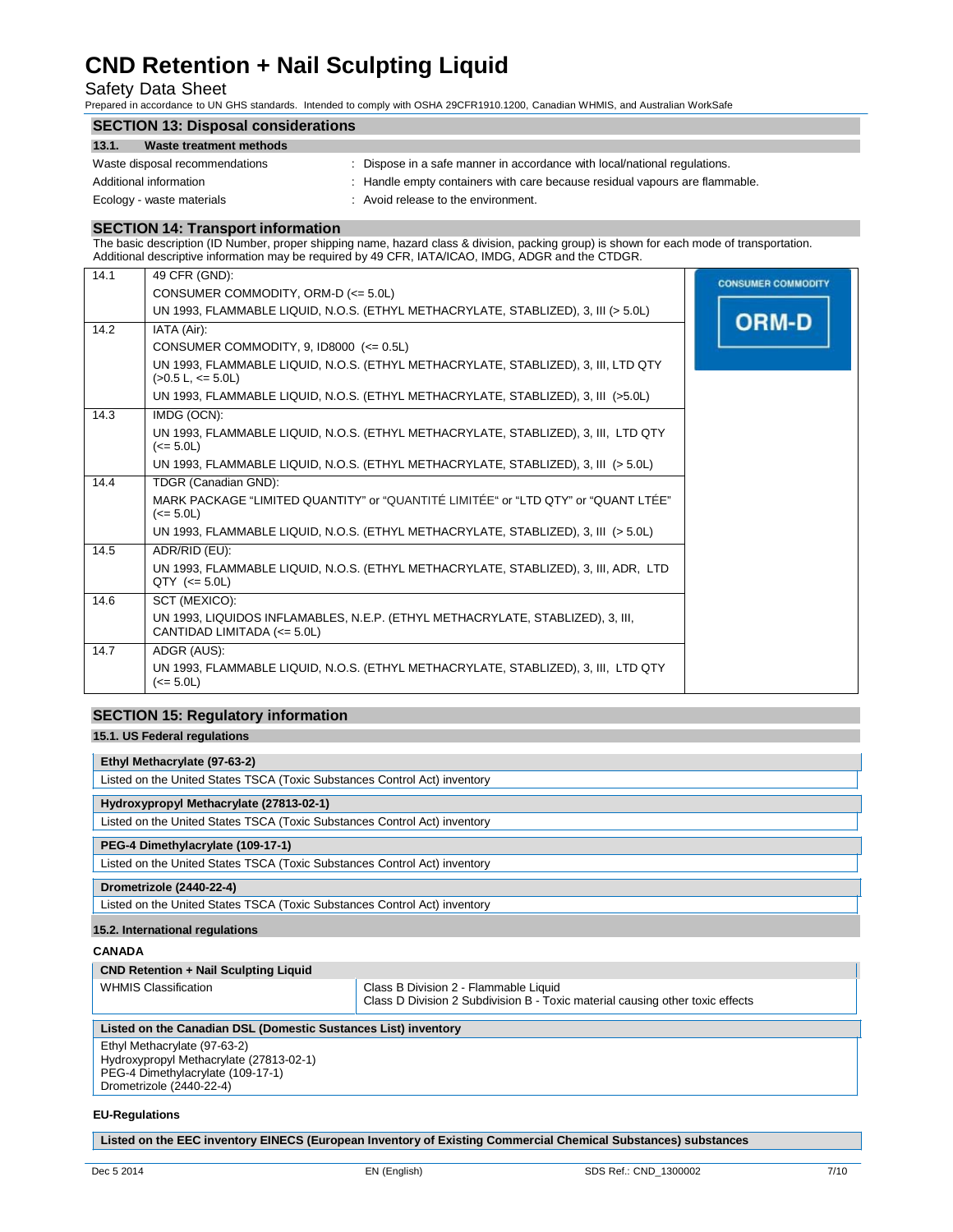# CND Retention + Nail Sculpting Liquid

Safety Data Sheet

Prepared in accordance to UN GHS standards. Intended to comply with OSHA 29CFR1910.1200, Canadian WHMIS, and Australian WorkSafe

## SECTION 13: Disposal considerations

### 13.1. Waste treatment methods

| | |
|---|---|
| Waste disposal recommendations | : Dispose in a safe manner in accordance with local/national regulations. |
| Additional information | : Handle empty containers with care because residual vapours are flammable. |
| Ecology - waste materials | : Avoid release to the environment. |

## SECTION 14: Transport information

The basic description (ID Number, proper shipping name, hazard class & division, packing group) is shown for each mode of transportation. Additional descriptive information may be required by 49 CFR, IATA/ICAO, IMDG, ADGR and the CTDGR.

| | | |
|---|---|---|
| 14.1 | 49 CFR (GND):<br>CONSUMER COMMODITY, ORM-D (<= 5.0L)<br>UN 1993, FLAMMABLE LIQUID, N.O.S. (ETHYL METHACRYLATE, STABLIZED), 3, III (> 5.0L) | CONSUMER COMMODITY ORM-D |
| 14.2 | IATA (Air):<br>CONSUMER COMMODITY, 9, ID8000 (<= 0.5L)<br>UN 1993, FLAMMABLE LIQUID, N.O.S. (ETHYL METHACRYLATE, STABLIZED), 3, III, LTD QTY (>0.5 L, <= 5.0L)<br>UN 1993, FLAMMABLE LIQUID, N.O.S. (ETHYL METHACRYLATE, STABLIZED), 3, III (>5.0L) | |
| 14.3 | IMDG (OCN):<br>UN 1993, FLAMMABLE LIQUID, N.O.S. (ETHYL METHACRYLATE, STABLIZED), 3, III, LTD QTY (<= 5.0L)<br>UN 1993, FLAMMABLE LIQUID, N.O.S. (ETHYL METHACRYLATE, STABLIZED), 3, III (> 5.0L) | |
| 14.4 | TDGR (Canadian GND):<br>MARK PACKAGE "LIMITED QUANTITY" or "QUANTITÉ LIMITÉE" or "LTD QTY" or "QUANT LTÉE" (<= 5.0L)<br>UN 1993, FLAMMABLE LIQUID, N.O.S. (ETHYL METHACRYLATE, STABLIZED), 3, III (> 5.0L) | |
| 14.5 | ADR/RID (EU):<br>UN 1993, FLAMMABLE LIQUID, N.O.S. (ETHYL METHACRYLATE, STABLIZED), 3, III, ADR, LTD QTY (<= 5.0L) | |
| 14.6 | SCT (MEXICO):<br>UN 1993, LIQUIDOS INFLAMABLES, N.E.P. (ETHYL METHACRYLATE, STABLIZED), 3, III, CANTIDAD LIMITADA (<= 5.0L) | |
| 14.7 | ADGR (AUS):<br>UN 1993, FLAMMABLE LIQUID, N.O.S. (ETHYL METHACRYLATE, STABLIZED), 3, III, LTD QTY (<= 5.0L) | |

## SECTION 15: Regulatory information

### 15.1. US Federal regulations

| Ethyl Methacrylate (97-63-2) |
|---|
| Listed on the United States TSCA (Toxic Substances Control Act) inventory |

| Hydroxypropyl Methacrylate (27813-02-1) |
|---|
| Listed on the United States TSCA (Toxic Substances Control Act) inventory |

| PEG-4 Dimethylacrylate (109-17-1) |
|---|
| Listed on the United States TSCA (Toxic Substances Control Act) inventory |

| Drometrizole (2440-22-4) |
|---|
| Listed on the United States TSCA (Toxic Substances Control Act) inventory |

### 15.2. International regulations

**CANADA**

| CND Retention + Nail Sculpting Liquid | |
|---|---|
| WHMIS Classification | Class B Division 2 - Flammable Liquid<br>Class D Division 2 Subdivision B - Toxic material causing other toxic effects |

| Listed on the Canadian DSL (Domestic Sustances List) inventory |
|---|
| Ethyl Methacrylate (97-63-2)<br>Hydroxypropyl Methacrylate (27813-02-1)<br>PEG-4 Dimethylacrylate (109-17-1)<br>Drometrizole (2440-22-4) |

**EU-Regulations**

| Listed on the EEC inventory EINECS (European Inventory of Existing Commercial Chemical Substances) substances |
|---|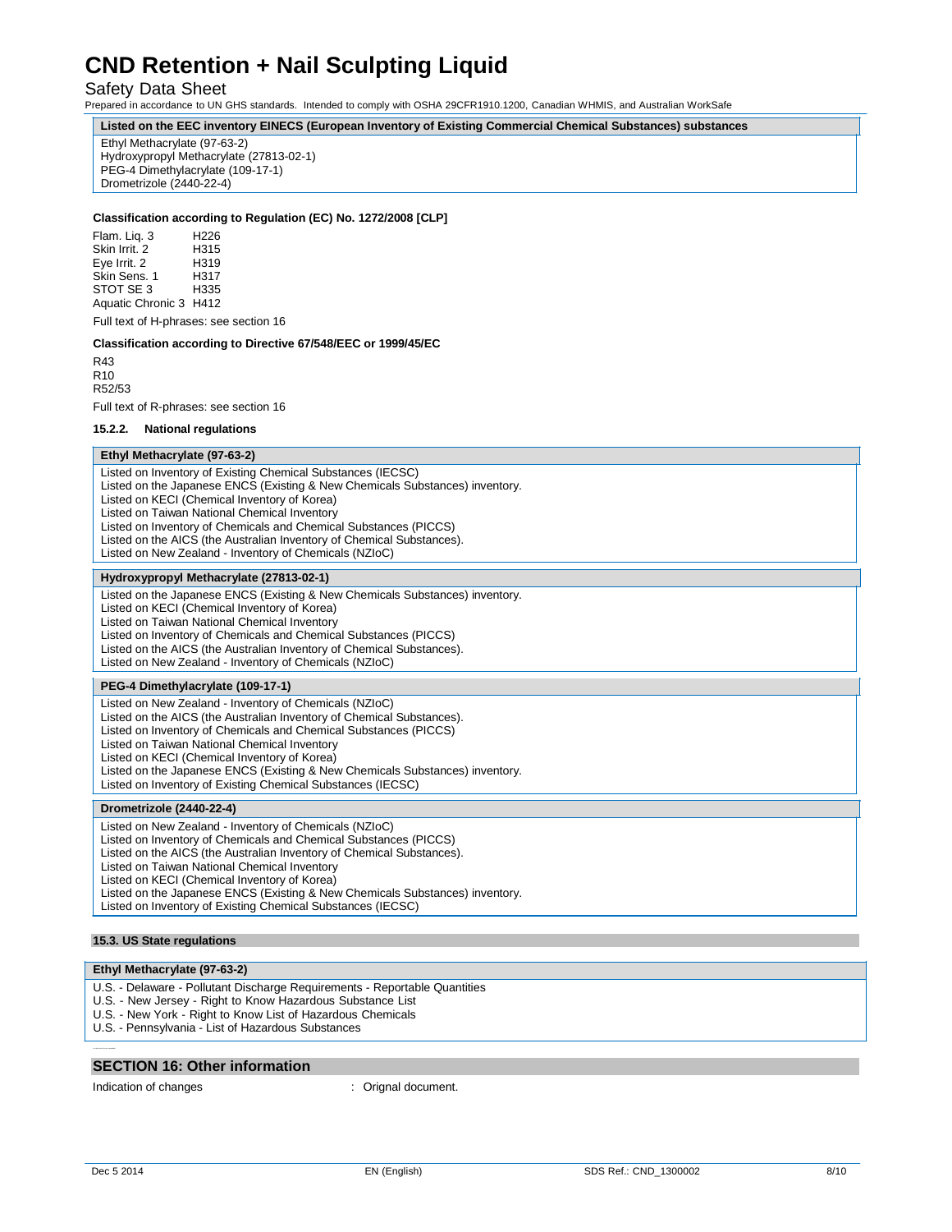| Listed on the EEC inventory EINECS (European Inventory of Existing Commercial Chemical Substances) substances |
|---|
| Ethyl Methacrylate (97-63-2)<br>Hydroxypropyl Methacrylate (27813-02-1)<br>PEG-4 Dimethylacrylate (109-17-1)<br>Drometrizole (2440-22-4) |

**Classification according to Regulation (EC) No. 1272/2008 [CLP]**

| | |
|---|---|
| Flam. Liq. 3 | H226 |
| Skin Irrit. 2 | H315 |
| Eye Irrit. 2 | H319 |
| Skin Sens. 1 | H317 |
| STOT SE 3 | H335 |
| Aquatic Chronic 3 | H412 |

Full text of H-phrases: see section 16

**Classification according to Directive 67/548/EEC or 1999/45/EC**

R43
R10
R52/53

Full text of R-phrases: see section 16

#### 15.2.2. National regulations

| Ethyl Methacrylate (97-63-2) |
|---|
| Listed on Inventory of Existing Chemical Substances (IECSC)<br>Listed on the Japanese ENCS (Existing & New Chemicals Substances) inventory.<br>Listed on KECI (Chemical Inventory of Korea)<br>Listed on Taiwan National Chemical Inventory<br>Listed on Inventory of Chemicals and Chemical Substances (PICCS)<br>Listed on the AICS (the Australian Inventory of Chemical Substances).<br>Listed on New Zealand - Inventory of Chemicals (NZIoC) |

| Hydroxypropyl Methacrylate (27813-02-1) |
|---|
| Listed on the Japanese ENCS (Existing & New Chemicals Substances) inventory.<br>Listed on KECI (Chemical Inventory of Korea)<br>Listed on Taiwan National Chemical Inventory<br>Listed on Inventory of Chemicals and Chemical Substances (PICCS)<br>Listed on the AICS (the Australian Inventory of Chemical Substances).<br>Listed on New Zealand - Inventory of Chemicals (NZIoC) |

| PEG-4 Dimethylacrylate (109-17-1) |
|---|
| Listed on New Zealand - Inventory of Chemicals (NZIoC)<br>Listed on the AICS (the Australian Inventory of Chemical Substances).<br>Listed on Inventory of Chemicals and Chemical Substances (PICCS)<br>Listed on Taiwan National Chemical Inventory<br>Listed on KECI (Chemical Inventory of Korea)<br>Listed on the Japanese ENCS (Existing & New Chemicals Substances) inventory.<br>Listed on Inventory of Existing Chemical Substances (IECSC) |

| Drometrizole (2440-22-4) |
|---|
| Listed on New Zealand - Inventory of Chemicals (NZIoC)<br>Listed on Inventory of Chemicals and Chemical Substances (PICCS)<br>Listed on the AICS (the Australian Inventory of Chemical Substances).<br>Listed on Taiwan National Chemical Inventory<br>Listed on KECI (Chemical Inventory of Korea)<br>Listed on the Japanese ENCS (Existing & New Chemicals Substances) inventory.<br>Listed on Inventory of Existing Chemical Substances (IECSC) |

#### 15.3. US State regulations

| Ethyl Methacrylate (97-63-2) |
|---|
| U.S. - Delaware - Pollutant Discharge Requirements - Reportable Quantities<br>U.S. - New Jersey - Right to Know Hazardous Substance List<br>U.S. - New York - Right to Know List of Hazardous Chemicals<br>U.S. - Pennsylvania - List of Hazardous Substances |

## SECTION 16: Other information

Indication of changes : Orignal document.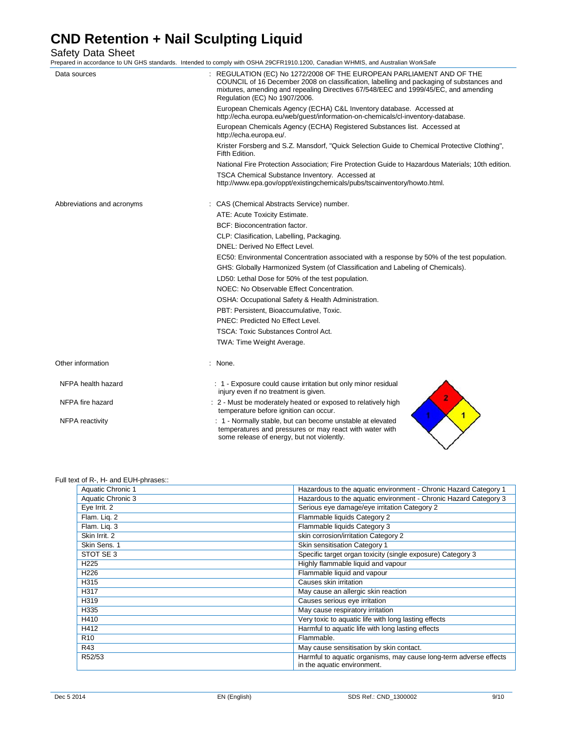# CND Retention + Nail Sculpting Liquid

Safety Data Sheet

Prepared in accordance to UN GHS standards. Intended to comply with OSHA 29CFR1910.1200, Canadian WHMIS, and Australian WorkSafe

Data sources : REGULATION (EC) No 1272/2008 OF THE EUROPEAN PARLIAMENT AND OF THE COUNCIL of 16 December 2008 on classification, labelling and packaging of substances and mixtures, amending and repealing Directives 67/548/EEC and 1999/45/EC, and amending Regulation (EC) No 1907/2006.

European Chemicals Agency (ECHA) C&L Inventory database. Accessed at http://echa.europa.eu/web/guest/information-on-chemicals/cl-inventory-database.

European Chemicals Agency (ECHA) Registered Substances list. Accessed at http://echa.europa.eu/.

Krister Forsberg and S.Z. Mansdorf, "Quick Selection Guide to Chemical Protective Clothing", Fifth Edition.

National Fire Protection Association; Fire Protection Guide to Hazardous Materials; 10th edition.

TSCA Chemical Substance Inventory. Accessed at http://www.epa.gov/oppt/existingchemicals/pubs/tscainventory/howto.html.

Abbreviations and acronyms : CAS (Chemical Abstracts Service) number.

ATE: Acute Toxicity Estimate.

BCF: Bioconcentration factor.

CLP: Clasification, Labelling, Packaging.

DNEL: Derived No Effect Level.

EC50: Environmental Concentration associated with a response by 50% of the test population.

GHS: Globally Harmonized System (of Classification and Labeling of Chemicals).

LD50: Lethal Dose for 50% of the test population.

NOEC: No Observable Effect Concentration.

OSHA: Occupational Safety & Health Administration.

PBT: Persistent, Bioaccumulative, Toxic.

PNEC: Predicted No Effect Level.

TSCA: Toxic Substances Control Act.

TWA: Time Weight Average.

Other information : None.

NFPA health hazard : 1 - Exposure could cause irritation but only minor residual injury even if no treatment is given.

NFPA fire hazard : 2 - Must be moderately heated or exposed to relatively high temperature before ignition can occur.

NFPA reactivity : 1 - Normally stable, but can become unstable at elevated temperatures and pressures or may react with water with some release of energy, but not violently.

Full text of R-, H- and EUH-phrases::

| | |
|---|---|
| Aquatic Chronic 1 | Hazardous to the aquatic environment - Chronic Hazard Category 1 |
| Aquatic Chronic 3 | Hazardous to the aquatic environment - Chronic Hazard Category 3 |
| Eye Irrit. 2 | Serious eye damage/eye irritation Category 2 |
| Flam. Liq. 2 | Flammable liquids Category 2 |
| Flam. Liq. 3 | Flammable liquids Category 3 |
| Skin Irrit. 2 | skin corrosion/irritation Category 2 |
| Skin Sens. 1 | Skin sensitisation Category 1 |
| STOT SE 3 | Specific target organ toxicity (single exposure) Category 3 |
| H225 | Highly flammable liquid and vapour |
| H226 | Flammable liquid and vapour |
| H315 | Causes skin irritation |
| H317 | May cause an allergic skin reaction |
| H319 | Causes serious eye irritation |
| H335 | May cause respiratory irritation |
| H410 | Very toxic to aquatic life with long lasting effects |
| H412 | Harmful to aquatic life with long lasting effects |
| R10 | Flammable. |
| R43 | May cause sensitisation by skin contact. |
| R52/53 | Harmful to aquatic organisms, may cause long-term adverse effects in the aquatic environment. |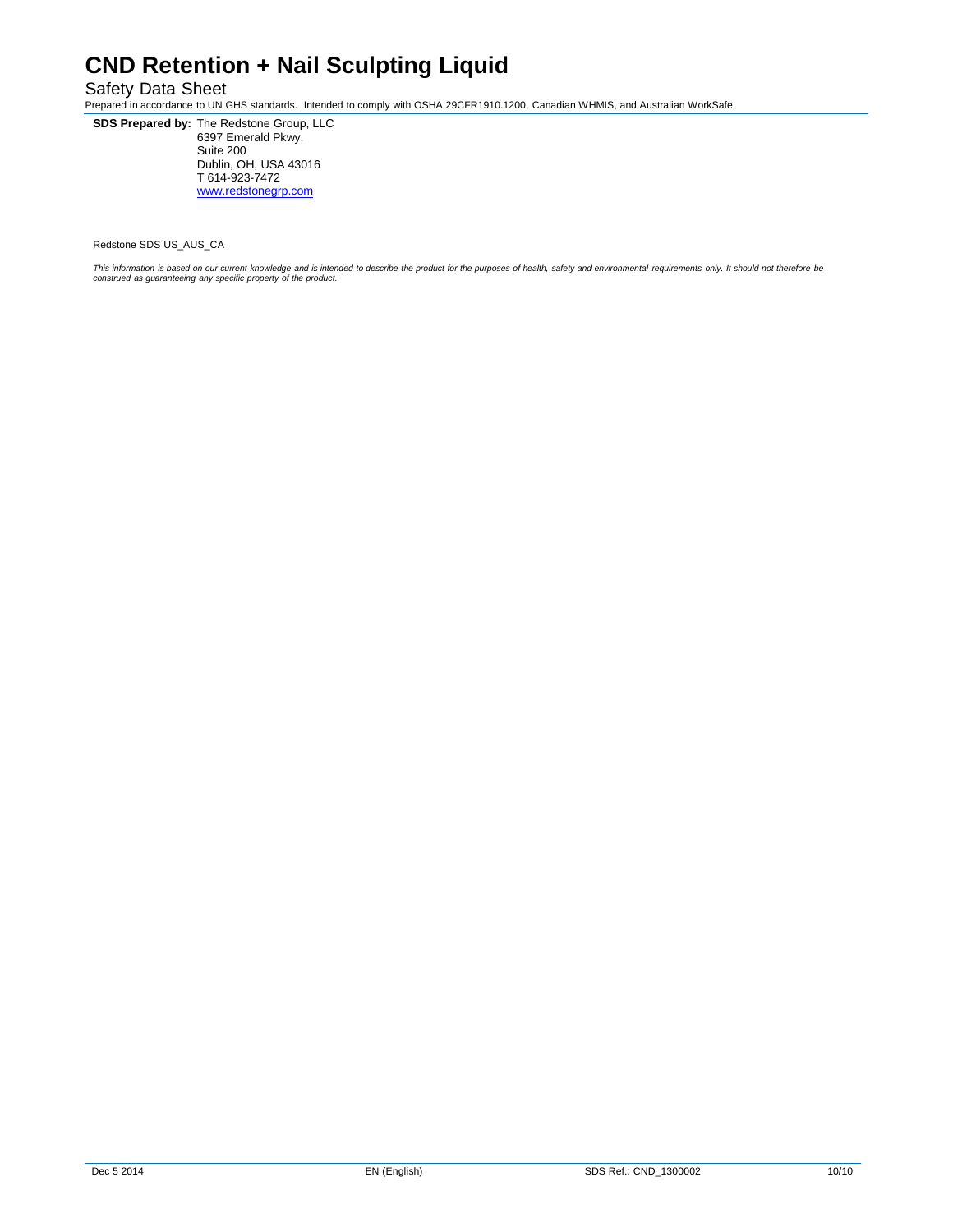**SDS Prepared by:** The Redstone Group, LLC
6397 Emerald Pkwy.
Suite 200
Dublin, OH, USA 43016
T 614-923-7472
www.redstonegrp.com

Redstone SDS US_AUS_CA

*This information is based on our current knowledge and is intended to describe the product for the purposes of health, safety and environmental requirements only. It should not therefore be construed as guaranteeing any specific property of the product.*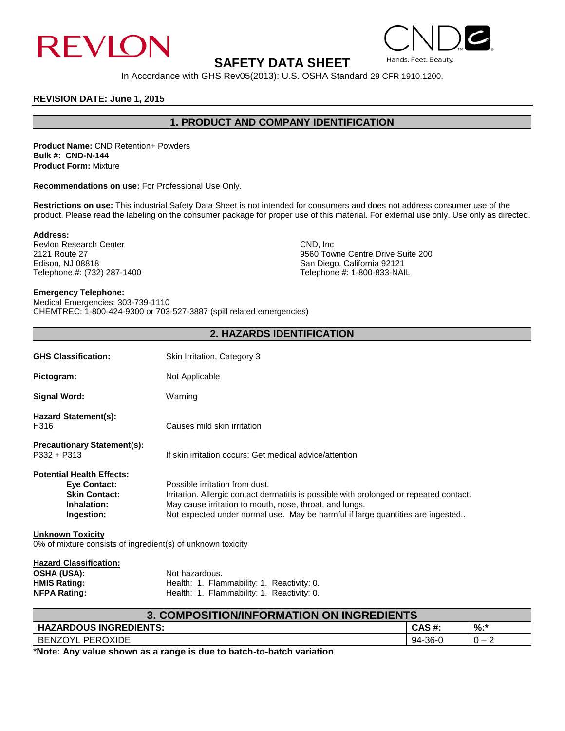REVLON

CND Hands. Feet. Beauty.

# SAFETY DATA SHEET

In Accordance with GHS Rev05(2013): U.S. OSHA Standard 29 CFR 1910.1200.

**REVISION DATE: June 1, 2015**

## 1. PRODUCT AND COMPANY IDENTIFICATION

**Product Name:** CND Retention+ Powders
**Bulk #: CND-N-144**
**Product Form:** Mixture

**Recommendations on use:** For Professional Use Only.

**Restrictions on use:** This industrial Safety Data Sheet is not intended for consumers and does not address consumer use of the product. Please read the labeling on the consumer package for proper use of this material. For external use only. Use only as directed.

**Address:**

Revlon Research Center
2121 Route 27
Edison, NJ 08818
Telephone #: (732) 287-1400

CND, Inc
9560 Towne Centre Drive Suite 200
San Diego, California 92121
Telephone #: 1-800-833-NAIL

**Emergency Telephone:**
Medical Emergencies: 303-739-1110
CHEMTREC: 1-800-424-9300 or 703-527-3887 (spill related emergencies)

## 2. HAZARDS IDENTIFICATION

**GHS Classification:** Skin Irritation, Category 3

**Pictogram:** Not Applicable

**Signal Word:** Warning

**Hazard Statement(s):**
H316 — Causes mild skin irritation

**Precautionary Statement(s):**
P332 + P313 — If skin irritation occurs: Get medical advice/attention

**Potential Health Effects:**

- **Eye Contact:** Possible irritation from dust.
- **Skin Contact:** Irritation. Allergic contact dermatitis is possible with prolonged or repeated contact.
- **Inhalation:** May cause irritation to mouth, nose, throat, and lungs.
- **Ingestion:** Not expected under normal use. May be harmful if large quantities are ingested..

**Unknown Toxicity**
0% of mixture consists of ingredient(s) of unknown toxicity

**Hazard Classification:**

**OSHA (USA):** Not hazardous.
**HMIS Rating:** Health: 1. Flammability: 1. Reactivity: 0.
**NFPA Rating:** Health: 1. Flammability: 1. Reactivity: 0.

## 3. COMPOSITION/INFORMATION ON INGREDIENTS

| HAZARDOUS INGREDIENTS: | CAS #: | %:* |
|---|---|---|
| BENZOYL PEROXIDE | 94-36-0 | 0 – 2 |

*__Note: Any value shown as a range is due to batch-to-batch variation__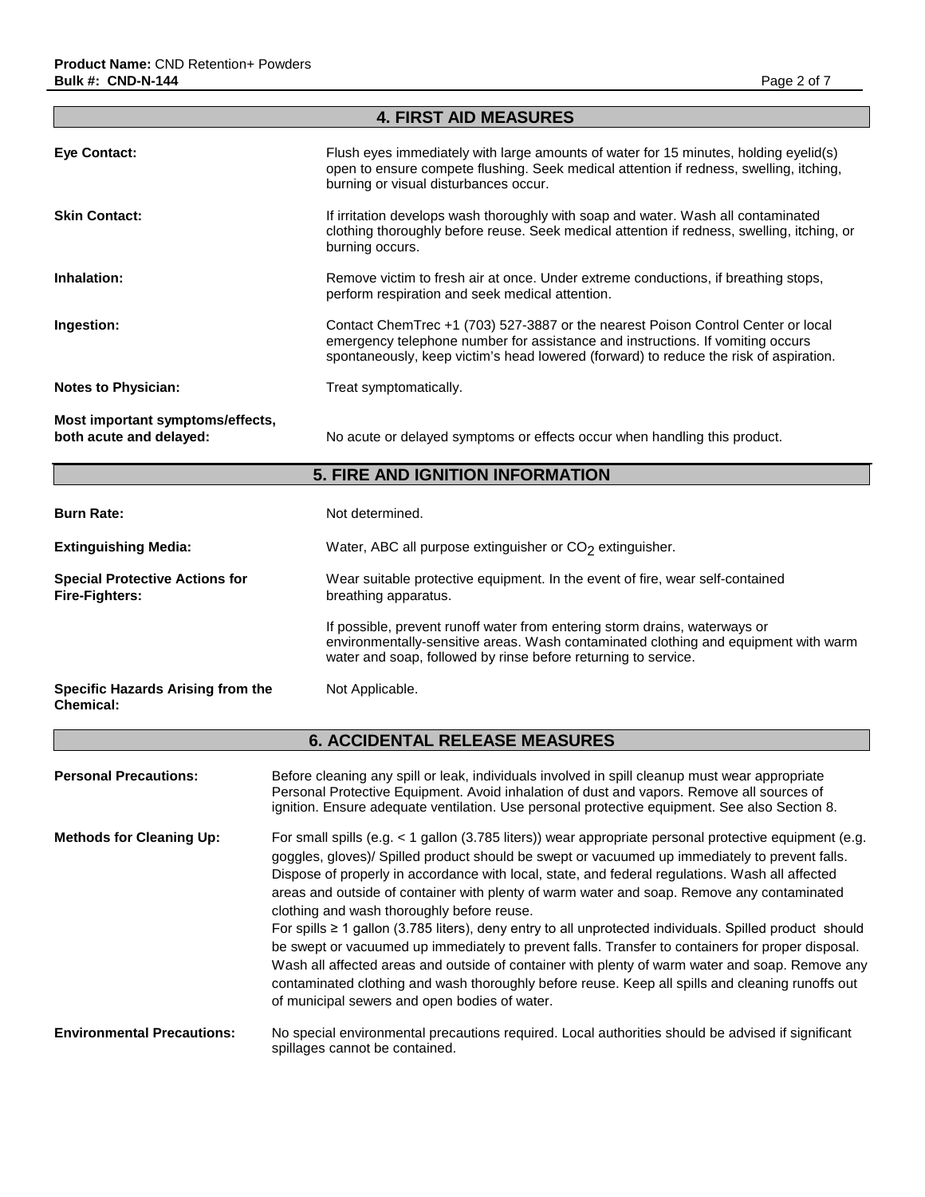## 4. FIRST AID MEASURES

**Eye Contact:** Flush eyes immediately with large amounts of water for 15 minutes, holding eyelid(s) open to ensure compete flushing. Seek medical attention if redness, swelling, itching, burning or visual disturbances occur.

**Skin Contact:** If irritation develops wash thoroughly with soap and water. Wash all contaminated clothing thoroughly before reuse. Seek medical attention if redness, swelling, itching, or burning occurs.

**Inhalation:** Remove victim to fresh air at once. Under extreme conductions, if breathing stops, perform respiration and seek medical attention.

**Ingestion:** Contact ChemTrec +1 (703) 527-3887 or the nearest Poison Control Center or local emergency telephone number for assistance and instructions. If vomiting occurs spontaneously, keep victim's head lowered (forward) to reduce the risk of aspiration.

**Notes to Physician:** Treat symptomatically.

**Most important symptoms/effects, both acute and delayed:** No acute or delayed symptoms or effects occur when handling this product.

## 5. FIRE AND IGNITION INFORMATION

**Burn Rate:** Not determined.

**Extinguishing Media:** Water, ABC all purpose extinguisher or $CO_2$ extinguisher.

**Special Protective Actions for Fire-Fighters:** Wear suitable protective equipment. In the event of fire, wear self-contained breathing apparatus.

If possible, prevent runoff water from entering storm drains, waterways or environmentally-sensitive areas. Wash contaminated clothing and equipment with warm water and soap, followed by rinse before returning to service.

**Specific Hazards Arising from the Chemical:** Not Applicable.

## 6. ACCIDENTAL RELEASE MEASURES

**Personal Precautions:** Before cleaning any spill or leak, individuals involved in spill cleanup must wear appropriate Personal Protective Equipment. Avoid inhalation of dust and vapors. Remove all sources of ignition. Ensure adequate ventilation. Use personal protective equipment. See also Section 8.

**Methods for Cleaning Up:** For small spills (e.g. < 1 gallon (3.785 liters)) wear appropriate personal protective equipment (e.g. goggles, gloves)/ Spilled product should be swept or vacuumed up immediately to prevent falls. Dispose of properly in accordance with local, state, and federal regulations. Wash all affected areas and outside of container with plenty of warm water and soap. Remove any contaminated clothing and wash thoroughly before reuse.
For spills ≥ 1 gallon (3.785 liters), deny entry to all unprotected individuals. Spilled product should be swept or vacuumed up immediately to prevent falls. Transfer to containers for proper disposal. Wash all affected areas and outside of container with plenty of warm water and soap. Remove any contaminated clothing and wash thoroughly before reuse. Keep all spills and cleaning runoffs out of municipal sewers and open bodies of water.

**Environmental Precautions:** No special environmental precautions required. Local authorities should be advised if significant spillages cannot be contained.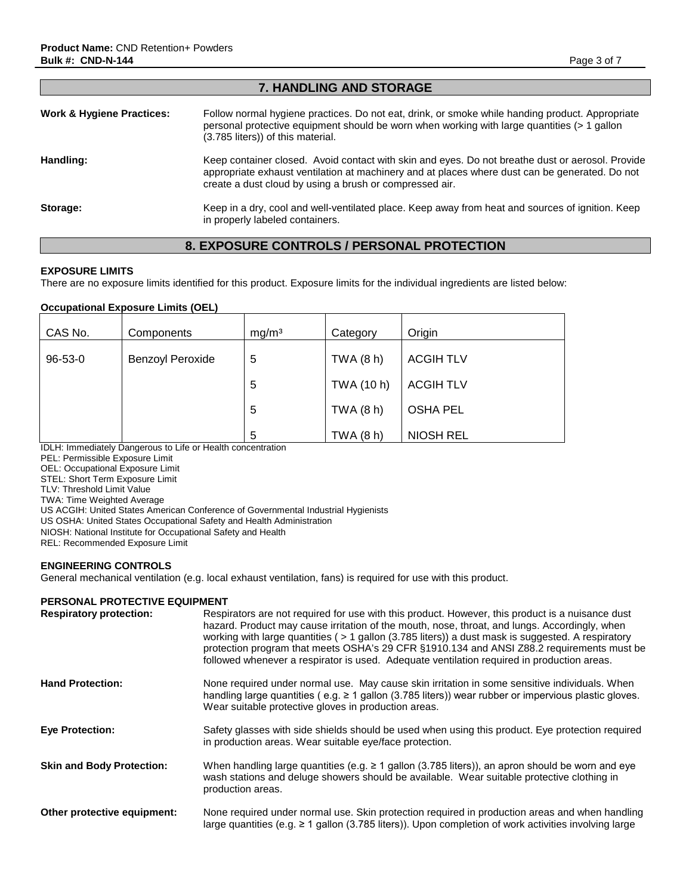## 7. HANDLING AND STORAGE

**Work & Hygiene Practices:** Follow normal hygiene practices. Do not eat, drink, or smoke while handing product. Appropriate personal protective equipment should be worn when working with large quantities (> 1 gallon (3.785 liters)) of this material.

**Handling:** Keep container closed. Avoid contact with skin and eyes. Do not breathe dust or aerosol. Provide appropriate exhaust ventilation at machinery and at places where dust can be generated. Do not create a dust cloud by using a brush or compressed air.

**Storage:** Keep in a dry, cool and well-ventilated place. Keep away from heat and sources of ignition. Keep in properly labeled containers.

## 8. EXPOSURE CONTROLS / PERSONAL PROTECTION

**EXPOSURE LIMITS**

There are no exposure limits identified for this product. Exposure limits for the individual ingredients are listed below:

**Occupational Exposure Limits (OEL)**

| CAS No. | Components | mg/m³ | Category | Origin |
|---|---|---|---|---|
| 96-53-0 | Benzoyl Peroxide | 5 | TWA (8 h) | ACGIH TLV |
| | | 5 | TWA (10 h) | ACGIH TLV |
| | | 5 | TWA (8 h) | OSHA PEL |
| | | 5 | TWA (8 h) | NIOSH REL |

IDLH: Immediately Dangerous to Life or Health concentration
PEL: Permissible Exposure Limit
OEL: Occupational Exposure Limit
STEL: Short Term Exposure Limit
TLV: Threshold Limit Value
TWA: Time Weighted Average
US ACGIH: United States American Conference of Governmental Industrial Hygienists
US OSHA: United States Occupational Safety and Health Administration
NIOSH: National Institute for Occupational Safety and Health
REL: Recommended Exposure Limit

**ENGINEERING CONTROLS**

General mechanical ventilation (e.g. local exhaust ventilation, fans) is required for use with this product.

**PERSONAL PROTECTIVE EQUIPMENT**

**Respiratory protection:** Respirators are not required for use with this product. However, this product is a nuisance dust hazard. Product may cause irritation of the mouth, nose, throat, and lungs. Accordingly, when working with large quantities ( > 1 gallon (3.785 liters)) a dust mask is suggested. A respiratory protection program that meets OSHA's 29 CFR §1910.134 and ANSI Z88.2 requirements must be followed whenever a respirator is used. Adequate ventilation required in production areas.

**Hand Protection:** None required under normal use. May cause skin irritation in some sensitive individuals. When handling large quantities ( e.g. ≥ 1 gallon (3.785 liters)) wear rubber or impervious plastic gloves. Wear suitable protective gloves in production areas.

**Eye Protection:** Safety glasses with side shields should be used when using this product. Eye protection required in production areas. Wear suitable eye/face protection.

**Skin and Body Protection:** When handling large quantities (e.g. ≥ 1 gallon (3.785 liters)), an apron should be worn and eye wash stations and deluge showers should be available. Wear suitable protective clothing in production areas.

**Other protective equipment:** None required under normal use. Skin protection required in production areas and when handling large quantities (e.g. ≥ 1 gallon (3.785 liters)). Upon completion of work activities involving large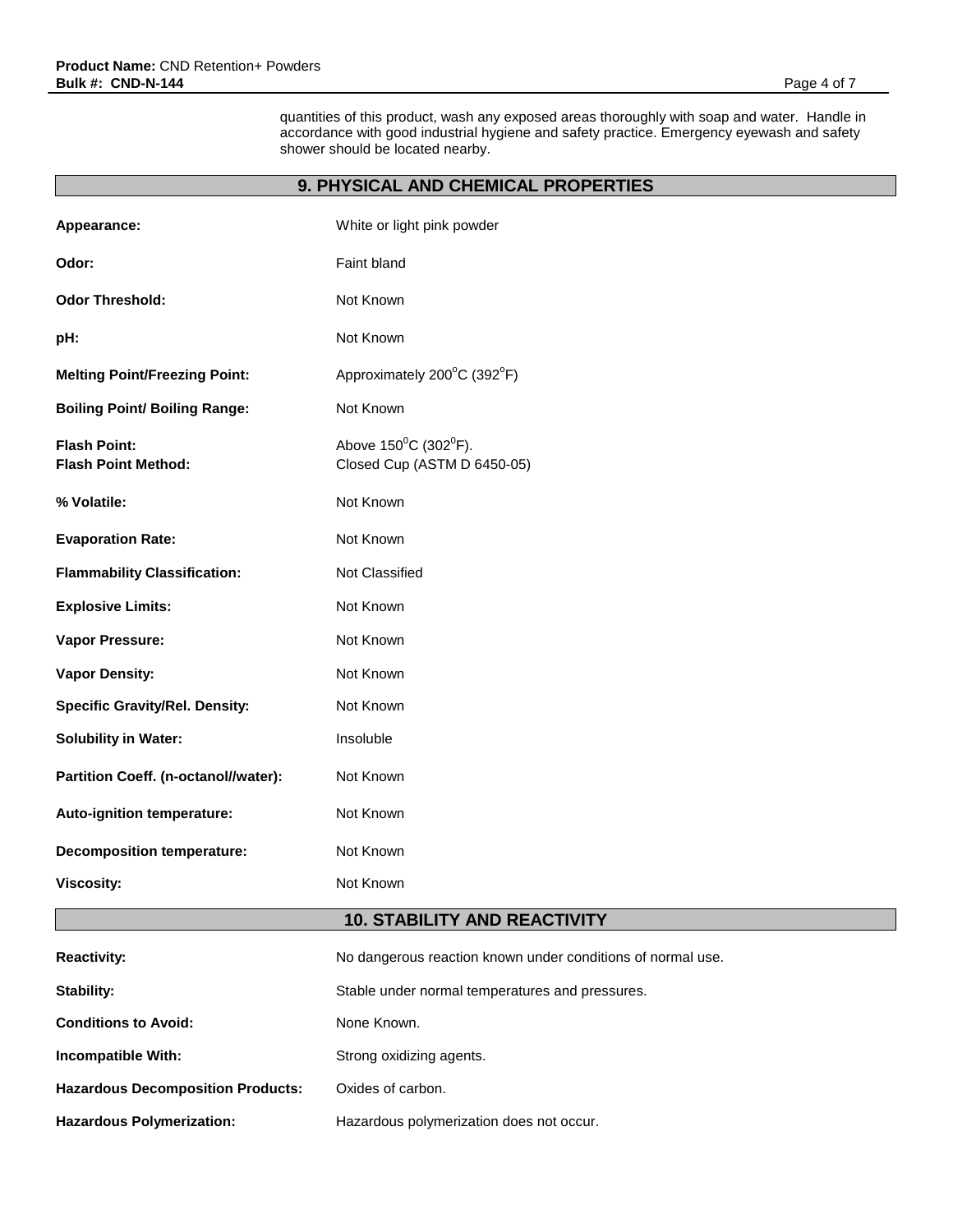quantities of this product, wash any exposed areas thoroughly with soap and water. Handle in accordance with good industrial hygiene and safety practice. Emergency eyewash and safety shower should be located nearby.

## 9. PHYSICAL AND CHEMICAL PROPERTIES

| | |
|---|---|
| **Appearance:** | White or light pink powder |
| **Odor:** | Faint bland |
| **Odor Threshold:** | Not Known |
| **pH:** | Not Known |
| **Melting Point/Freezing Point:** | Approximately $200^oC$ ($392^oF$) |
| **Boiling Point/ Boiling Range:** | Not Known |
| **Flash Point:** | Above $150^0C$ ($302^0F$). |
| **Flash Point Method:** | Closed Cup (ASTM D 6450-05) |
| **% Volatile:** | Not Known |
| **Evaporation Rate:** | Not Known |
| **Flammability Classification:** | Not Classified |
| **Explosive Limits:** | Not Known |
| **Vapor Pressure:** | Not Known |
| **Vapor Density:** | Not Known |
| **Specific Gravity/Rel. Density:** | Not Known |
| **Solubility in Water:** | Insoluble |
| **Partition Coeff. (n-octanol//water):** | Not Known |
| **Auto-ignition temperature:** | Not Known |
| **Decomposition temperature:** | Not Known |
| **Viscosity:** | Not Known |

## 10. STABILITY AND REACTIVITY

| | |
|---|---|
| **Reactivity:** | No dangerous reaction known under conditions of normal use. |
| **Stability:** | Stable under normal temperatures and pressures. |
| **Conditions to Avoid:** | None Known. |
| **Incompatible With:** | Strong oxidizing agents. |
| **Hazardous Decomposition Products:** | Oxides of carbon. |
| **Hazardous Polymerization:** | Hazardous polymerization does not occur. |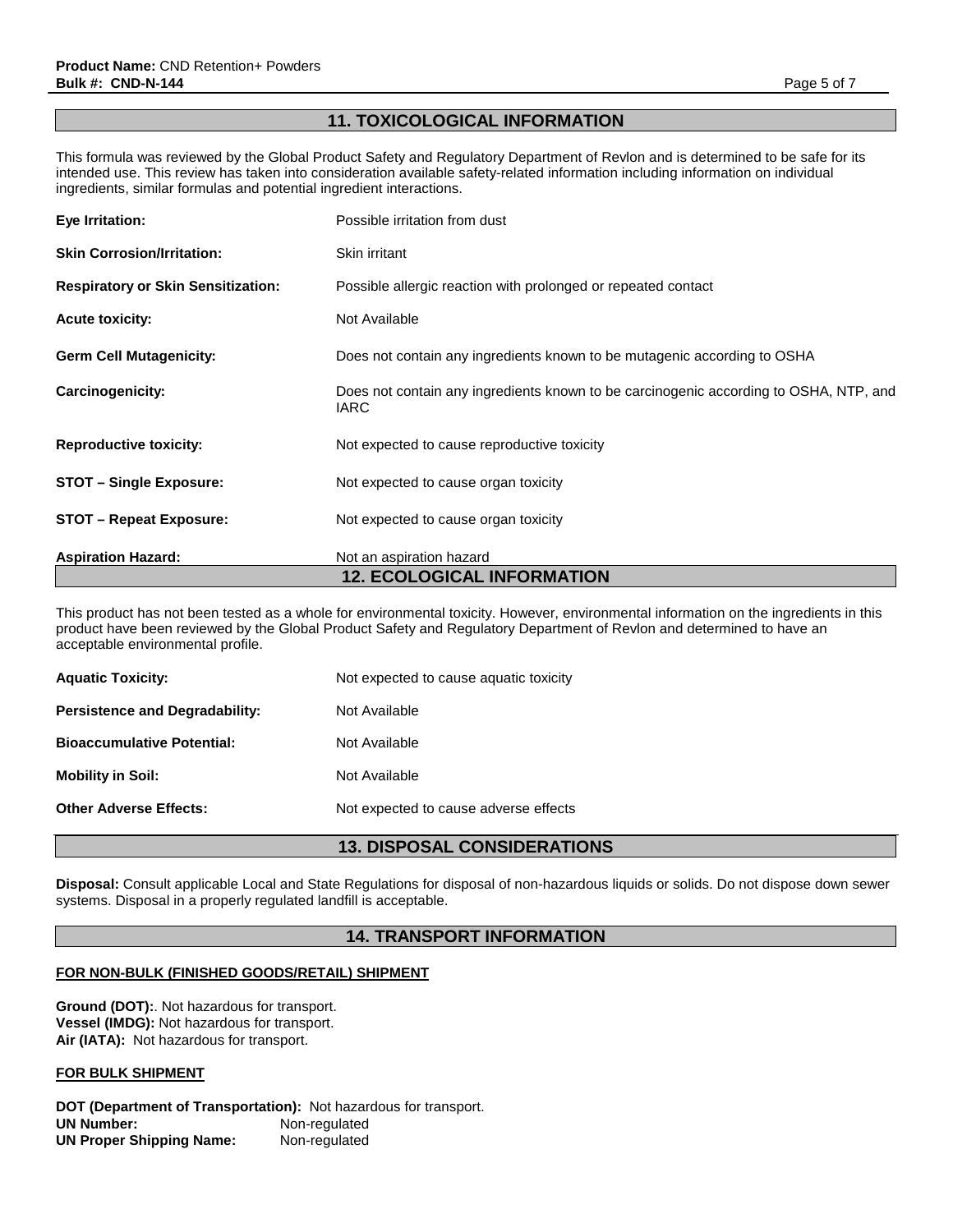## 11. TOXICOLOGICAL INFORMATION

This formula was reviewed by the Global Product Safety and Regulatory Department of Revlon and is determined to be safe for its intended use. This review has taken into consideration available safety-related information including information on individual ingredients, similar formulas and potential ingredient interactions.

**Eye Irritation:** Possible irritation from dust

**Skin Corrosion/Irritation:** Skin irritant

**Respiratory or Skin Sensitization:** Possible allergic reaction with prolonged or repeated contact

**Acute toxicity:** Not Available

**Germ Cell Mutagenicity:** Does not contain any ingredients known to be mutagenic according to OSHA

**Carcinogenicity:** Does not contain any ingredients known to be carcinogenic according to OSHA, NTP, and IARC

**Reproductive toxicity:** Not expected to cause reproductive toxicity

**STOT – Single Exposure:** Not expected to cause organ toxicity

**STOT – Repeat Exposure:** Not expected to cause organ toxicity

**Aspiration Hazard:** Not an aspiration hazard

## 12. ECOLOGICAL INFORMATION

This product has not been tested as a whole for environmental toxicity. However, environmental information on the ingredients in this product have been reviewed by the Global Product Safety and Regulatory Department of Revlon and determined to have an acceptable environmental profile.

**Aquatic Toxicity:** Not expected to cause aquatic toxicity

**Persistence and Degradability:** Not Available

**Bioaccumulative Potential:** Not Available

**Mobility in Soil:** Not Available

**Other Adverse Effects:** Not expected to cause adverse effects

## 13. DISPOSAL CONSIDERATIONS

**Disposal:** Consult applicable Local and State Regulations for disposal of non-hazardous liquids or solids. Do not dispose down sewer systems. Disposal in a properly regulated landfill is acceptable.

## 14. TRANSPORT INFORMATION

**FOR NON-BULK (FINISHED GOODS/RETAIL) SHIPMENT**

**Ground (DOT):**. Not hazardous for transport.
**Vessel (IMDG):** Not hazardous for transport.
**Air (IATA):** Not hazardous for transport.

**FOR BULK SHIPMENT**

**DOT (Department of Transportation):** Not hazardous for transport.
**UN Number:** Non-regulated
**UN Proper Shipping Name:** Non-regulated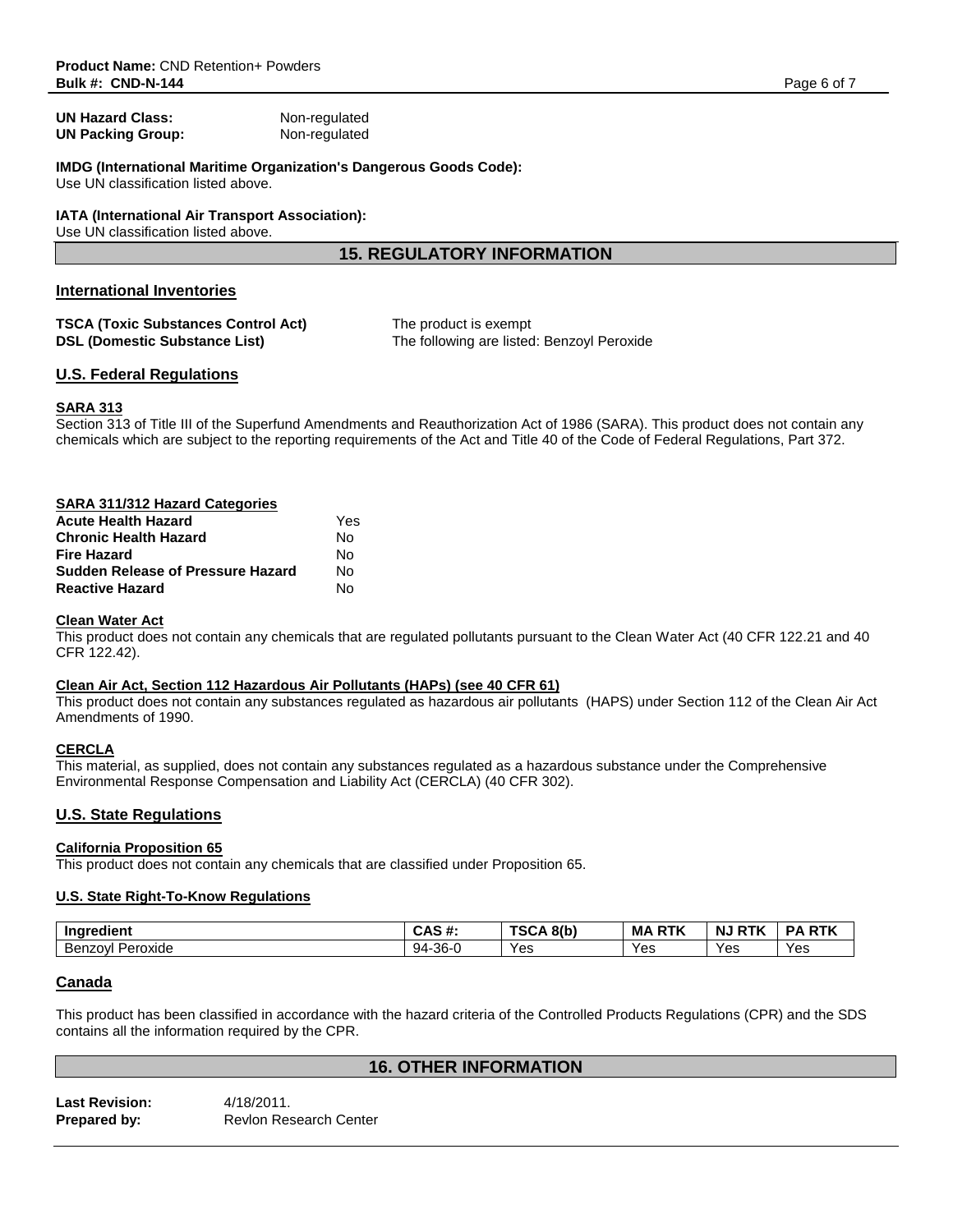**UN Hazard Class:** Non-regulated
**UN Packing Group:** Non-regulated

**IMDG (International Maritime Organization's Dangerous Goods Code):**
Use UN classification listed above.

**IATA (International Air Transport Association):**
Use UN classification listed above.

## 15. REGULATORY INFORMATION

### International Inventories

**TSCA (Toxic Substances Control Act)** The product is exempt
**DSL (Domestic Substance List)** The following are listed: Benzoyl Peroxide

### U.S. Federal Regulations

**SARA 313**
Section 313 of Title III of the Superfund Amendments and Reauthorization Act of 1986 (SARA). This product does not contain any chemicals which are subject to the reporting requirements of the Act and Title 40 of the Code of Federal Regulations, Part 372.

**SARA 311/312 Hazard Categories**

| | |
|---|---|
| **Acute Health Hazard** | Yes |
| **Chronic Health Hazard** | No |
| **Fire Hazard** | No |
| **Sudden Release of Pressure Hazard** | No |
| **Reactive Hazard** | No |

**Clean Water Act**
This product does not contain any chemicals that are regulated pollutants pursuant to the Clean Water Act (40 CFR 122.21 and 40 CFR 122.42).

**Clean Air Act, Section 112 Hazardous Air Pollutants (HAPs) (see 40 CFR 61)**
This product does not contain any substances regulated as hazardous air pollutants (HAPS) under Section 112 of the Clean Air Act Amendments of 1990.

**CERCLA**
This material, as supplied, does not contain any substances regulated as a hazardous substance under the Comprehensive Environmental Response Compensation and Liability Act (CERCLA) (40 CFR 302).

### U.S. State Regulations

**California Proposition 65**
This product does not contain any chemicals that are classified under Proposition 65.

**U.S. State Right-To-Know Regulations**

| Ingredient | CAS #: | TSCA 8(b) | MA RTK | NJ RTK | PA RTK |
|---|---|---|---|---|---|
| Benzoyl Peroxide | 94-36-0 | Yes | Yes | Yes | Yes |

### Canada

This product has been classified in accordance with the hazard criteria of the Controlled Products Regulations (CPR) and the SDS contains all the information required by the CPR.

## 16. OTHER INFORMATION

**Last Revision:** 4/18/2011.
**Prepared by:** Revlon Research Center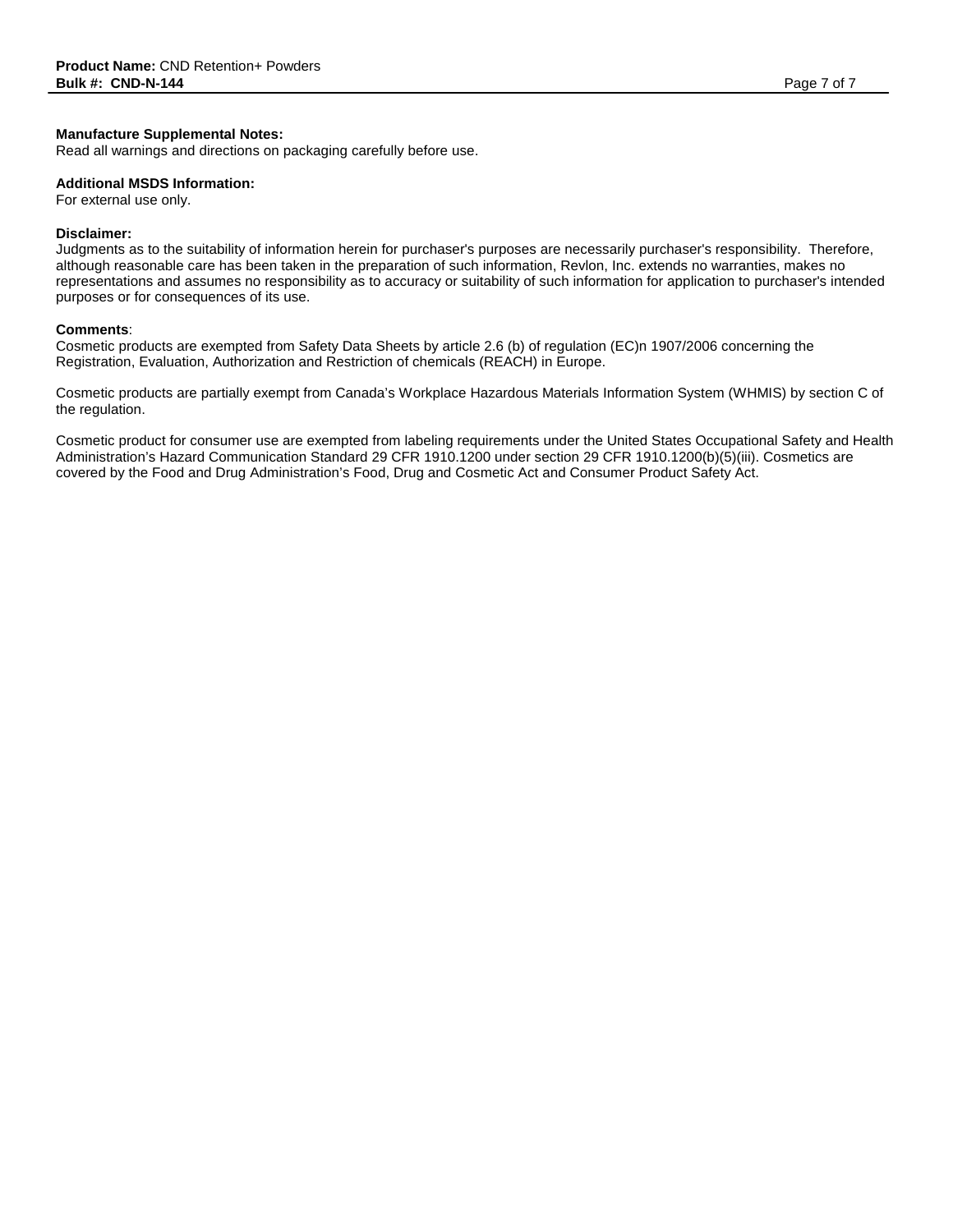**Manufacture Supplemental Notes:**
Read all warnings and directions on packaging carefully before use.

**Additional MSDS Information:**
For external use only.

**Disclaimer:**
Judgments as to the suitability of information herein for purchaser's purposes are necessarily purchaser's responsibility. Therefore, although reasonable care has been taken in the preparation of such information, Revlon, Inc. extends no warranties, makes no representations and assumes no responsibility as to accuracy or suitability of such information for application to purchaser's intended purposes or for consequences of its use.

**Comments**:
Cosmetic products are exempted from Safety Data Sheets by article 2.6 (b) of regulation (EC)n 1907/2006 concerning the Registration, Evaluation, Authorization and Restriction of chemicals (REACH) in Europe.

Cosmetic products are partially exempt from Canada's Workplace Hazardous Materials Information System (WHMIS) by section C of the regulation.

Cosmetic product for consumer use are exempted from labeling requirements under the United States Occupational Safety and Health Administration's Hazard Communication Standard 29 CFR 1910.1200 under section 29 CFR 1910.1200(b)(5)(iii). Cosmetics are covered by the Food and Drug Administration's Food, Drug and Cosmetic Act and Consumer Product Safety Act.